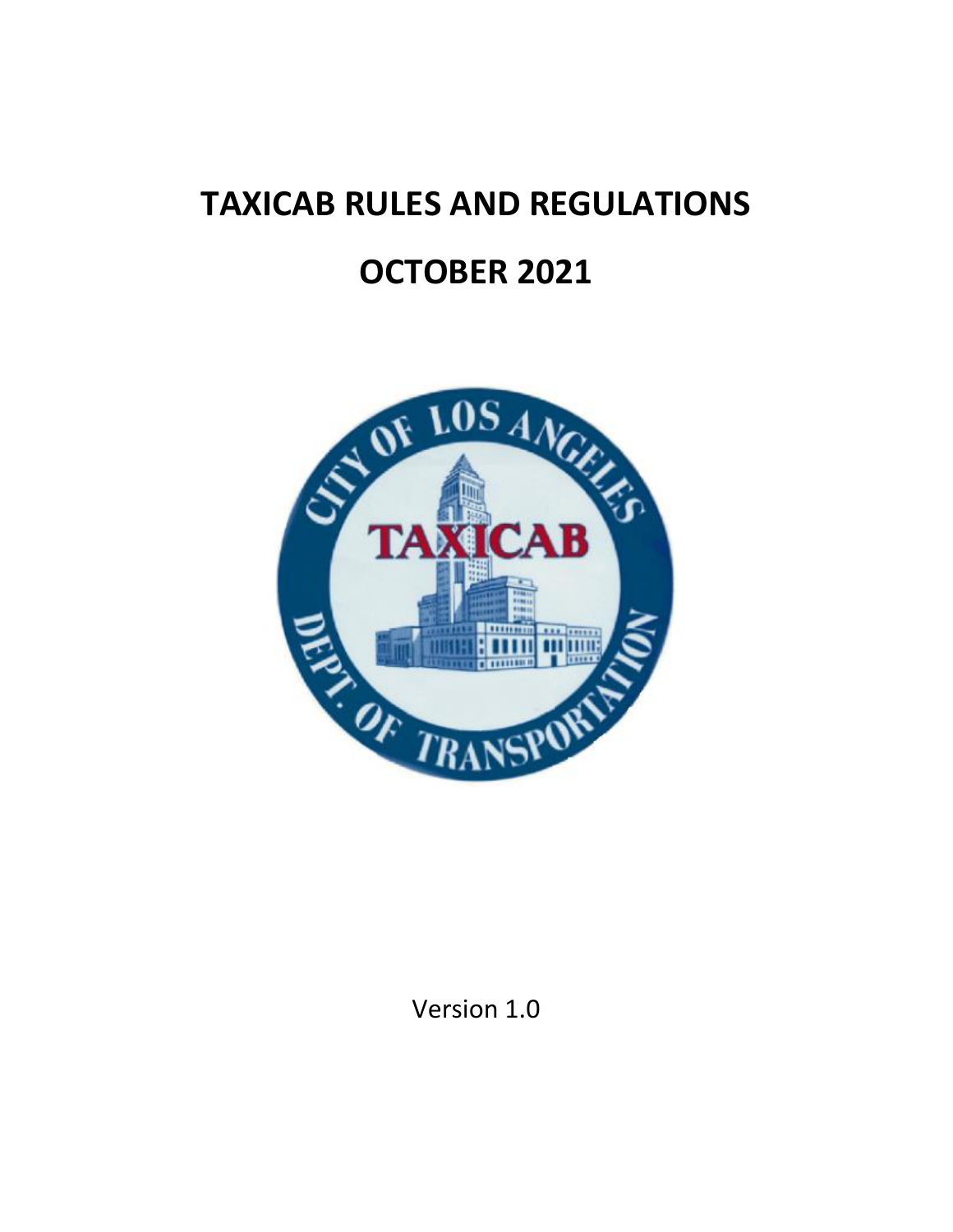# TAXICAB RULES AND REGULATIONS

# OCTOBER 2021

Version 1.0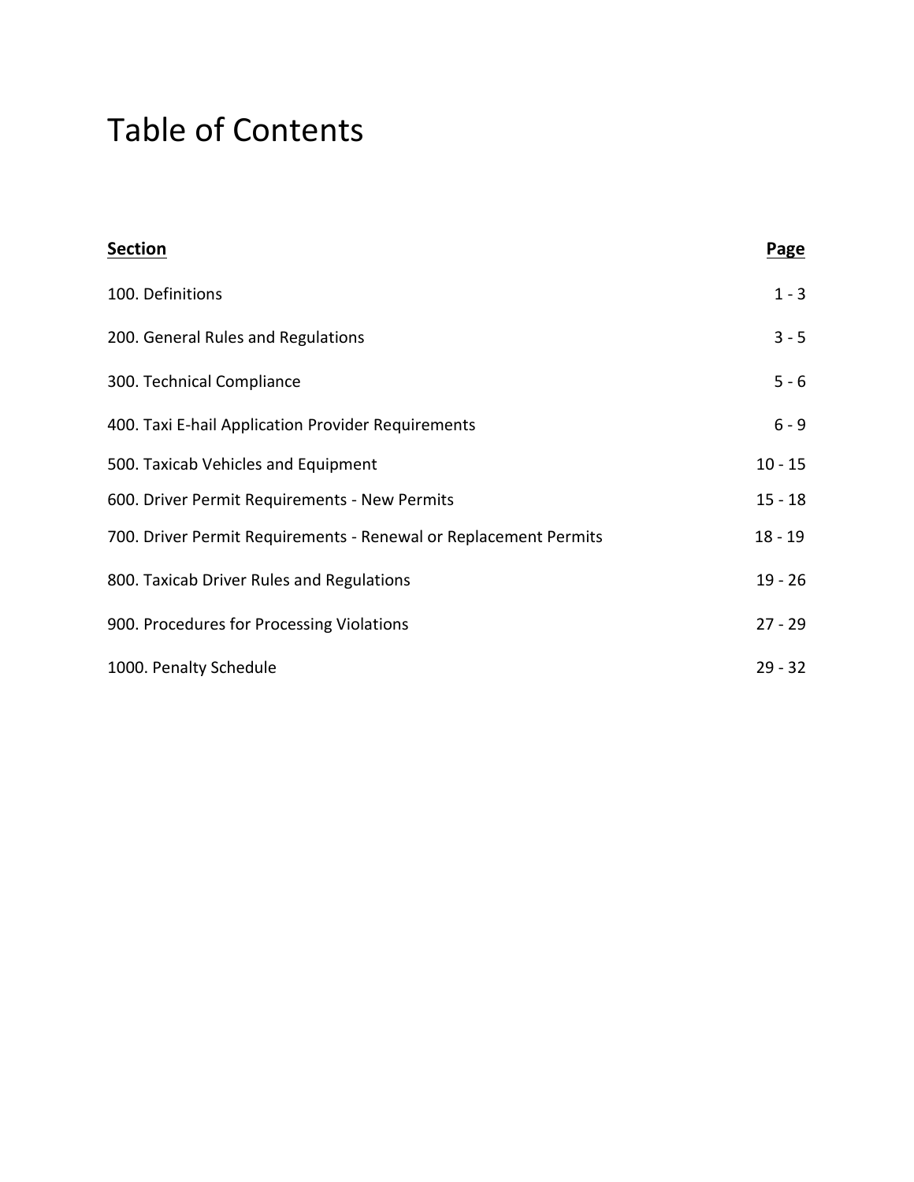# Table of Contents

| Section | Page |
| --- | --- |
| 100. Definitions | 1 - 3 |
| 200. General Rules and Regulations | 3 - 5 |
| 300. Technical Compliance | 5 - 6 |
| 400. Taxi E-hail Application Provider Requirements | 6 - 9 |
| 500. Taxicab Vehicles and Equipment | 10 - 15 |
| 600. Driver Permit Requirements - New Permits | 15 - 18 |
| 700. Driver Permit Requirements - Renewal or Replacement Permits | 18 - 19 |
| 800. Taxicab Driver Rules and Regulations | 19 - 26 |
| 900. Procedures for Processing Violations | 27 - 29 |
| 1000. Penalty Schedule | 29 - 32 |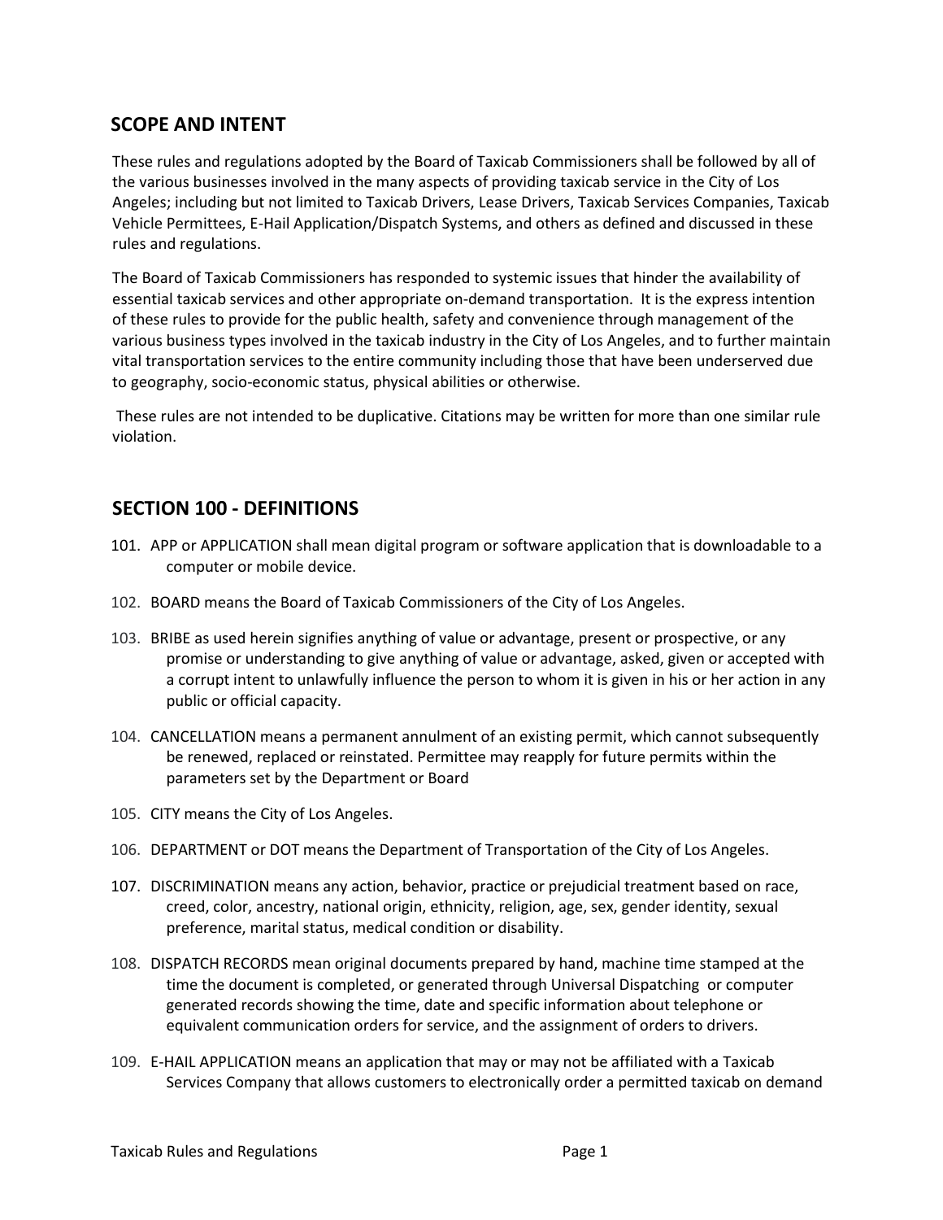## SCOPE AND INTENT

These rules and regulations adopted by the Board of Taxicab Commissioners shall be followed by all of the various businesses involved in the many aspects of providing taxicab service in the City of Los Angeles; including but not limited to Taxicab Drivers, Lease Drivers, Taxicab Services Companies, Taxicab Vehicle Permittees, E-Hail Application/Dispatch Systems, and others as defined and discussed in these rules and regulations.

The Board of Taxicab Commissioners has responded to systemic issues that hinder the availability of essential taxicab services and other appropriate on-demand transportation. It is the express intention of these rules to provide for the public health, safety and convenience through management of the various business types involved in the taxicab industry in the City of Los Angeles, and to further maintain vital transportation services to the entire community including those that have been underserved due to geography, socio-economic status, physical abilities or otherwise.

These rules are not intended to be duplicative. Citations may be written for more than one similar rule violation.

## SECTION 100 - DEFINITIONS

101. APP or APPLICATION shall mean digital program or software application that is downloadable to a computer or mobile device.

102. BOARD means the Board of Taxicab Commissioners of the City of Los Angeles.

103. BRIBE as used herein signifies anything of value or advantage, present or prospective, or any promise or understanding to give anything of value or advantage, asked, given or accepted with a corrupt intent to unlawfully influence the person to whom it is given in his or her action in any public or official capacity.

104. CANCELLATION means a permanent annulment of an existing permit, which cannot subsequently be renewed, replaced or reinstated. Permittee may reapply for future permits within the parameters set by the Department or Board

105. CITY means the City of Los Angeles.

106. DEPARTMENT or DOT means the Department of Transportation of the City of Los Angeles.

107. DISCRIMINATION means any action, behavior, practice or prejudicial treatment based on race, creed, color, ancestry, national origin, ethnicity, religion, age, sex, gender identity, sexual preference, marital status, medical condition or disability.

108. DISPATCH RECORDS mean original documents prepared by hand, machine time stamped at the time the document is completed, or generated through Universal Dispatching or computer generated records showing the time, date and specific information about telephone or equivalent communication orders for service, and the assignment of orders to drivers.

109. E-HAIL APPLICATION means an application that may or may not be affiliated with a Taxicab Services Company that allows customers to electronically order a permitted taxicab on demand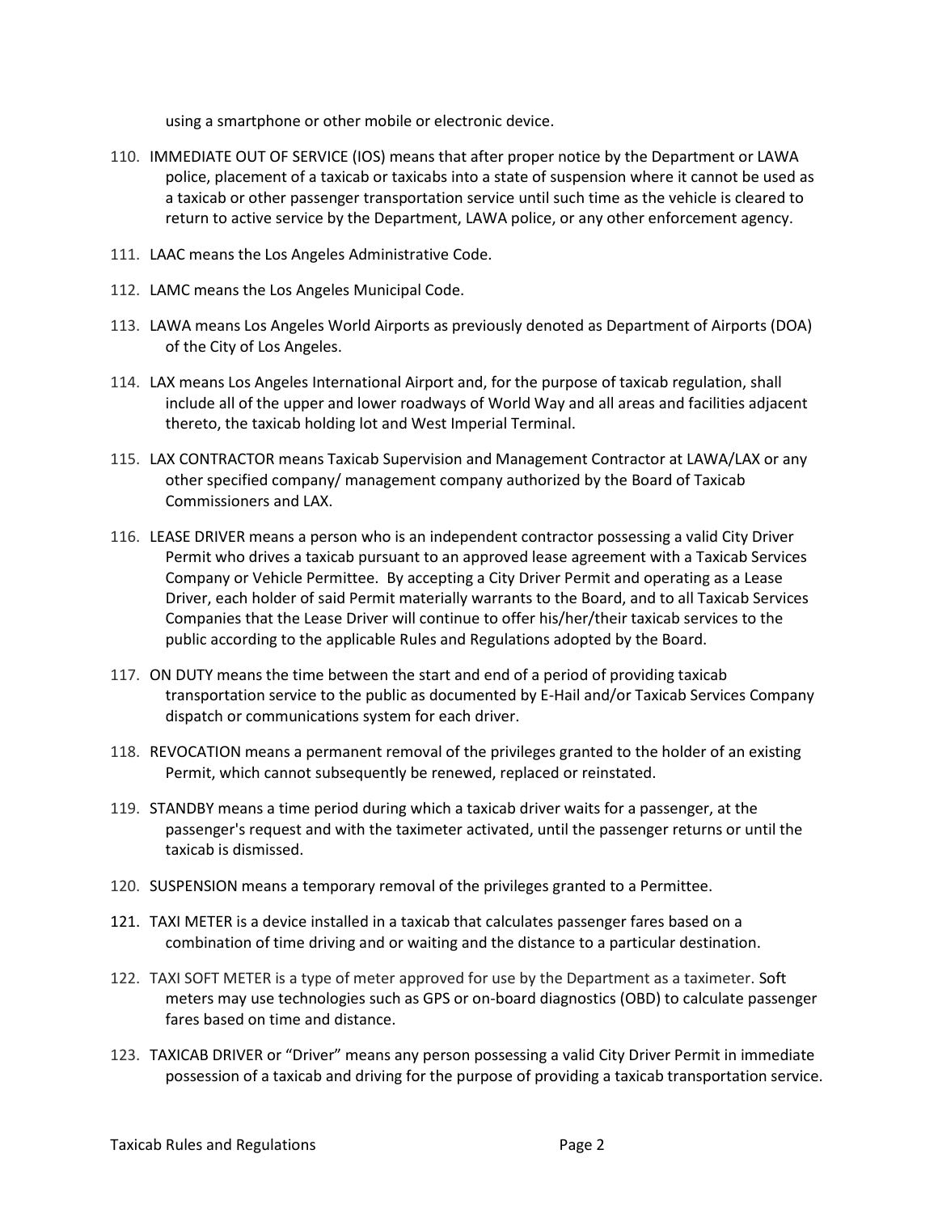using a smartphone or other mobile or electronic device.

110. IMMEDIATE OUT OF SERVICE (IOS) means that after proper notice by the Department or LAWA police, placement of a taxicab or taxicabs into a state of suspension where it cannot be used as a taxicab or other passenger transportation service until such time as the vehicle is cleared to return to active service by the Department, LAWA police, or any other enforcement agency.

111. LAAC means the Los Angeles Administrative Code.

112. LAMC means the Los Angeles Municipal Code.

113. LAWA means Los Angeles World Airports as previously denoted as Department of Airports (DOA) of the City of Los Angeles.

114. LAX means Los Angeles International Airport and, for the purpose of taxicab regulation, shall include all of the upper and lower roadways of World Way and all areas and facilities adjacent thereto, the taxicab holding lot and West Imperial Terminal.

115. LAX CONTRACTOR means Taxicab Supervision and Management Contractor at LAWA/LAX or any other specified company/ management company authorized by the Board of Taxicab Commissioners and LAX.

116. LEASE DRIVER means a person who is an independent contractor possessing a valid City Driver Permit who drives a taxicab pursuant to an approved lease agreement with a Taxicab Services Company or Vehicle Permittee. By accepting a City Driver Permit and operating as a Lease Driver, each holder of said Permit materially warrants to the Board, and to all Taxicab Services Companies that the Lease Driver will continue to offer his/her/their taxicab services to the public according to the applicable Rules and Regulations adopted by the Board.

117. ON DUTY means the time between the start and end of a period of providing taxicab transportation service to the public as documented by E-Hail and/or Taxicab Services Company dispatch or communications system for each driver.

118. REVOCATION means a permanent removal of the privileges granted to the holder of an existing Permit, which cannot subsequently be renewed, replaced or reinstated.

119. STANDBY means a time period during which a taxicab driver waits for a passenger, at the passenger's request and with the taximeter activated, until the passenger returns or until the taxicab is dismissed.

120. SUSPENSION means a temporary removal of the privileges granted to a Permittee.

121. TAXI METER is a device installed in a taxicab that calculates passenger fares based on a combination of time driving and or waiting and the distance to a particular destination.

122. TAXI SOFT METER is a type of meter approved for use by the Department as a taximeter. Soft meters may use technologies such as GPS or on-board diagnostics (OBD) to calculate passenger fares based on time and distance.

123. TAXICAB DRIVER or “Driver” means any person possessing a valid City Driver Permit in immediate possession of a taxicab and driving for the purpose of providing a taxicab transportation service.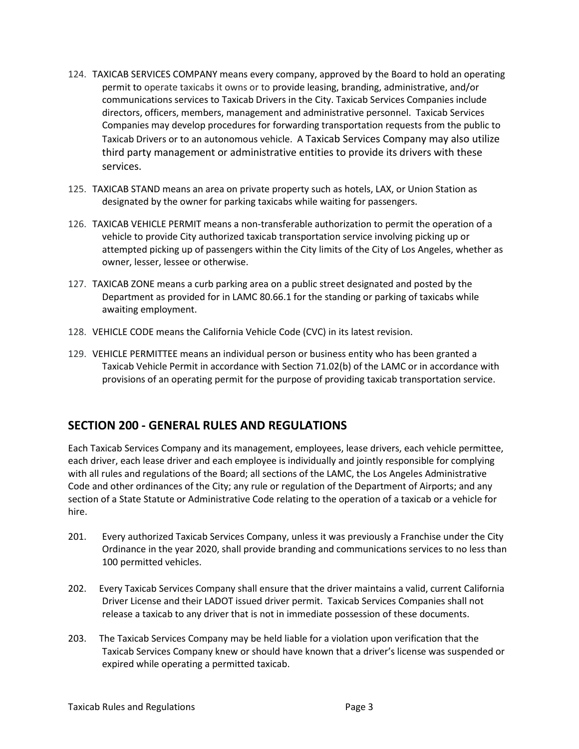124. TAXICAB SERVICES COMPANY means every company, approved by the Board to hold an operating permit to operate taxicabs it owns or to provide leasing, branding, administrative, and/or communications services to Taxicab Drivers in the City. Taxicab Services Companies include directors, officers, members, management and administrative personnel. Taxicab Services Companies may develop procedures for forwarding transportation requests from the public to Taxicab Drivers or to an autonomous vehicle. A Taxicab Services Company may also utilize third party management or administrative entities to provide its drivers with these services.

125. TAXICAB STAND means an area on private property such as hotels, LAX, or Union Station as designated by the owner for parking taxicabs while waiting for passengers.

126. TAXICAB VEHICLE PERMIT means a non-transferable authorization to permit the operation of a vehicle to provide City authorized taxicab transportation service involving picking up or attempted picking up of passengers within the City limits of the City of Los Angeles, whether as owner, lesser, lessee or otherwise.

127. TAXICAB ZONE means a curb parking area on a public street designated and posted by the Department as provided for in LAMC 80.66.1 for the standing or parking of taxicabs while awaiting employment.

128. VEHICLE CODE means the California Vehicle Code (CVC) in its latest revision.

129. VEHICLE PERMITTEE means an individual person or business entity who has been granted a Taxicab Vehicle Permit in accordance with Section 71.02(b) of the LAMC or in accordance with provisions of an operating permit for the purpose of providing taxicab transportation service.

## SECTION 200 - GENERAL RULES AND REGULATIONS

Each Taxicab Services Company and its management, employees, lease drivers, each vehicle permittee, each driver, each lease driver and each employee is individually and jointly responsible for complying with all rules and regulations of the Board; all sections of the LAMC, the Los Angeles Administrative Code and other ordinances of the City; any rule or regulation of the Department of Airports; and any section of a State Statute or Administrative Code relating to the operation of a taxicab or a vehicle for hire.

201. Every authorized Taxicab Services Company, unless it was previously a Franchise under the City Ordinance in the year 2020, shall provide branding and communications services to no less than 100 permitted vehicles.

202. Every Taxicab Services Company shall ensure that the driver maintains a valid, current California Driver License and their LADOT issued driver permit. Taxicab Services Companies shall not release a taxicab to any driver that is not in immediate possession of these documents.

203. The Taxicab Services Company may be held liable for a violation upon verification that the Taxicab Services Company knew or should have known that a driver's license was suspended or expired while operating a permitted taxicab.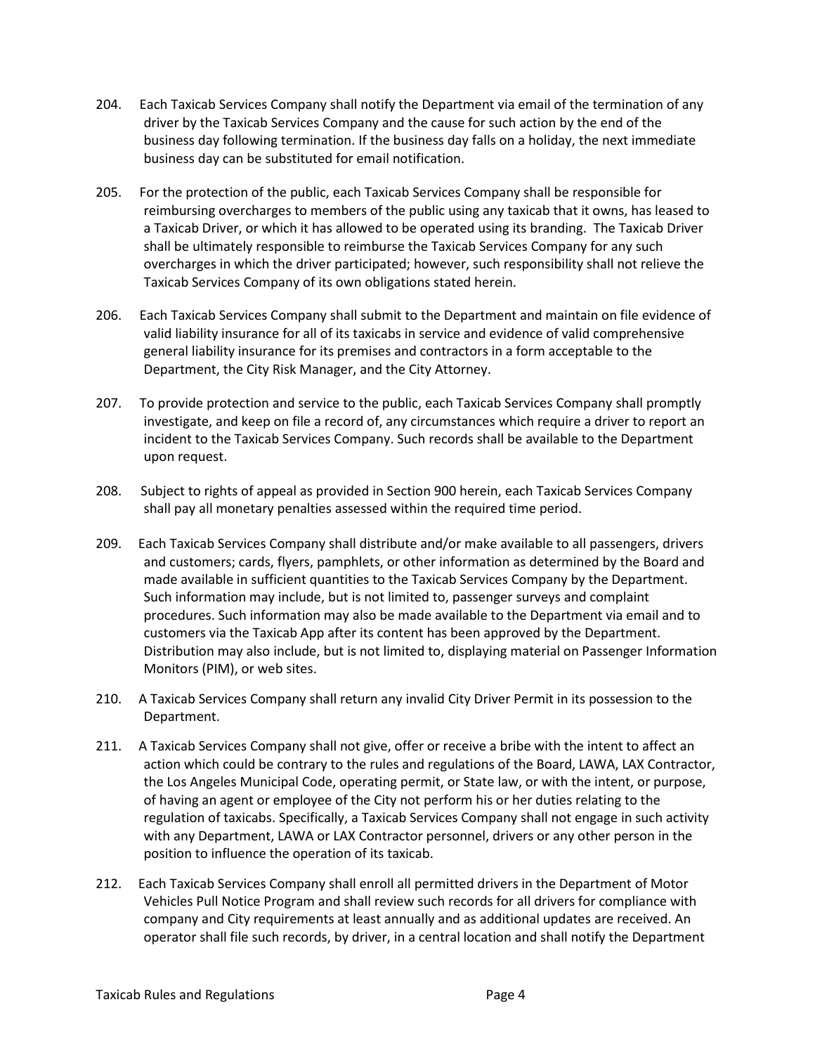204. Each Taxicab Services Company shall notify the Department via email of the termination of any driver by the Taxicab Services Company and the cause for such action by the end of the business day following termination. If the business day falls on a holiday, the next immediate business day can be substituted for email notification.

205. For the protection of the public, each Taxicab Services Company shall be responsible for reimbursing overcharges to members of the public using any taxicab that it owns, has leased to a Taxicab Driver, or which it has allowed to be operated using its branding. The Taxicab Driver shall be ultimately responsible to reimburse the Taxicab Services Company for any such overcharges in which the driver participated; however, such responsibility shall not relieve the Taxicab Services Company of its own obligations stated herein.

206. Each Taxicab Services Company shall submit to the Department and maintain on file evidence of valid liability insurance for all of its taxicabs in service and evidence of valid comprehensive general liability insurance for its premises and contractors in a form acceptable to the Department, the City Risk Manager, and the City Attorney.

207. To provide protection and service to the public, each Taxicab Services Company shall promptly investigate, and keep on file a record of, any circumstances which require a driver to report an incident to the Taxicab Services Company. Such records shall be available to the Department upon request.

208. Subject to rights of appeal as provided in Section 900 herein, each Taxicab Services Company shall pay all monetary penalties assessed within the required time period.

209. Each Taxicab Services Company shall distribute and/or make available to all passengers, drivers and customers; cards, flyers, pamphlets, or other information as determined by the Board and made available in sufficient quantities to the Taxicab Services Company by the Department. Such information may include, but is not limited to, passenger surveys and complaint procedures. Such information may also be made available to the Department via email and to customers via the Taxicab App after its content has been approved by the Department. Distribution may also include, but is not limited to, displaying material on Passenger Information Monitors (PIM), or web sites.

210. A Taxicab Services Company shall return any invalid City Driver Permit in its possession to the Department.

211. A Taxicab Services Company shall not give, offer or receive a bribe with the intent to affect an action which could be contrary to the rules and regulations of the Board, LAWA, LAX Contractor, the Los Angeles Municipal Code, operating permit, or State law, or with the intent, or purpose, of having an agent or employee of the City not perform his or her duties relating to the regulation of taxicabs. Specifically, a Taxicab Services Company shall not engage in such activity with any Department, LAWA or LAX Contractor personnel, drivers or any other person in the position to influence the operation of its taxicab.

212. Each Taxicab Services Company shall enroll all permitted drivers in the Department of Motor Vehicles Pull Notice Program and shall review such records for all drivers for compliance with company and City requirements at least annually and as additional updates are received. An operator shall file such records, by driver, in a central location and shall notify the Department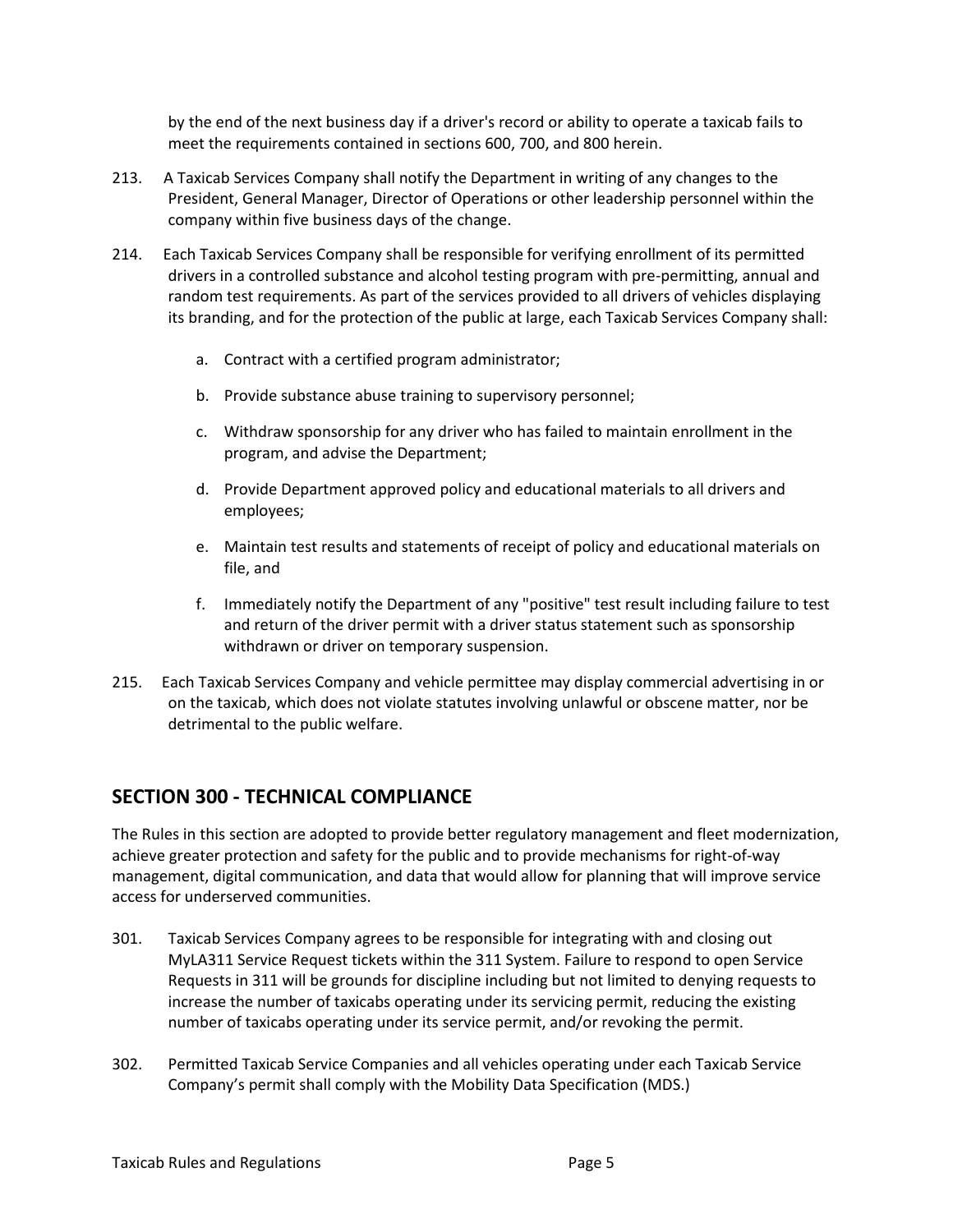by the end of the next business day if a driver's record or ability to operate a taxicab fails to meet the requirements contained in sections 600, 700, and 800 herein.

213. A Taxicab Services Company shall notify the Department in writing of any changes to the President, General Manager, Director of Operations or other leadership personnel within the company within five business days of the change.

214. Each Taxicab Services Company shall be responsible for verifying enrollment of its permitted drivers in a controlled substance and alcohol testing program with pre-permitting, annual and random test requirements. As part of the services provided to all drivers of vehicles displaying its branding, and for the protection of the public at large, each Taxicab Services Company shall:

   a. Contract with a certified program administrator;

   b. Provide substance abuse training to supervisory personnel;

   c. Withdraw sponsorship for any driver who has failed to maintain enrollment in the program, and advise the Department;

   d. Provide Department approved policy and educational materials to all drivers and employees;

   e. Maintain test results and statements of receipt of policy and educational materials on file, and

   f. Immediately notify the Department of any "positive" test result including failure to test and return of the driver permit with a driver status statement such as sponsorship withdrawn or driver on temporary suspension.

215. Each Taxicab Services Company and vehicle permittee may display commercial advertising in or on the taxicab, which does not violate statutes involving unlawful or obscene matter, nor be detrimental to the public welfare.

## SECTION 300 - TECHNICAL COMPLIANCE

The Rules in this section are adopted to provide better regulatory management and fleet modernization, achieve greater protection and safety for the public and to provide mechanisms for right-of-way management, digital communication, and data that would allow for planning that will improve service access for underserved communities.

301. Taxicab Services Company agrees to be responsible for integrating with and closing out MyLA311 Service Request tickets within the 311 System. Failure to respond to open Service Requests in 311 will be grounds for discipline including but not limited to denying requests to increase the number of taxicabs operating under its servicing permit, reducing the existing number of taxicabs operating under its service permit, and/or revoking the permit.

302. Permitted Taxicab Service Companies and all vehicles operating under each Taxicab Service Company's permit shall comply with the Mobility Data Specification (MDS.)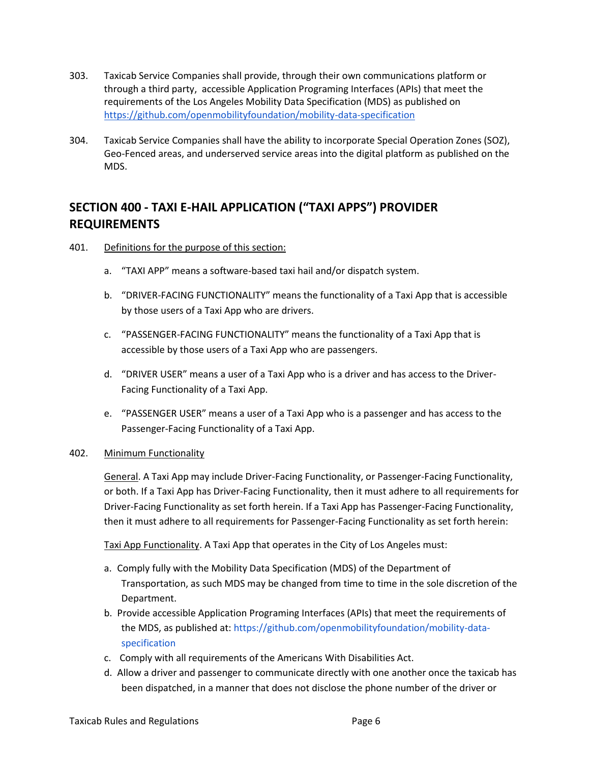303. Taxicab Service Companies shall provide, through their own communications platform or through a third party, accessible Application Programing Interfaces (APIs) that meet the requirements of the Los Angeles Mobility Data Specification (MDS) as published on https://github.com/openmobilityfoundation/mobility-data-specification

304. Taxicab Service Companies shall have the ability to incorporate Special Operation Zones (SOZ), Geo-Fenced areas, and underserved service areas into the digital platform as published on the MDS.

## SECTION 400 - TAXI E-HAIL APPLICATION ("TAXI APPS") PROVIDER REQUIREMENTS

401. Definitions for the purpose of this section:

   a. "TAXI APP" means a software-based taxi hail and/or dispatch system.

   b. "DRIVER-FACING FUNCTIONALITY" means the functionality of a Taxi App that is accessible by those users of a Taxi App who are drivers.

   c. "PASSENGER-FACING FUNCTIONALITY" means the functionality of a Taxi App that is accessible by those users of a Taxi App who are passengers.

   d. "DRIVER USER" means a user of a Taxi App who is a driver and has access to the Driver-Facing Functionality of a Taxi App.

   e. "PASSENGER USER" means a user of a Taxi App who is a passenger and has access to the Passenger-Facing Functionality of a Taxi App.

402. Minimum Functionality

   General. A Taxi App may include Driver-Facing Functionality, or Passenger-Facing Functionality, or both. If a Taxi App has Driver-Facing Functionality, then it must adhere to all requirements for Driver-Facing Functionality as set forth herein. If a Taxi App has Passenger-Facing Functionality, then it must adhere to all requirements for Passenger-Facing Functionality as set forth herein:

   Taxi App Functionality. A Taxi App that operates in the City of Los Angeles must:

   a. Comply fully with the Mobility Data Specification (MDS) of the Department of Transportation, as such MDS may be changed from time to time in the sole discretion of the Department.
   b. Provide accessible Application Programing Interfaces (APIs) that meet the requirements of the MDS, as published at: https://github.com/openmobilityfoundation/mobility-data-specification
   c. Comply with all requirements of the Americans With Disabilities Act.
   d. Allow a driver and passenger to communicate directly with one another once the taxicab has been dispatched, in a manner that does not disclose the phone number of the driver or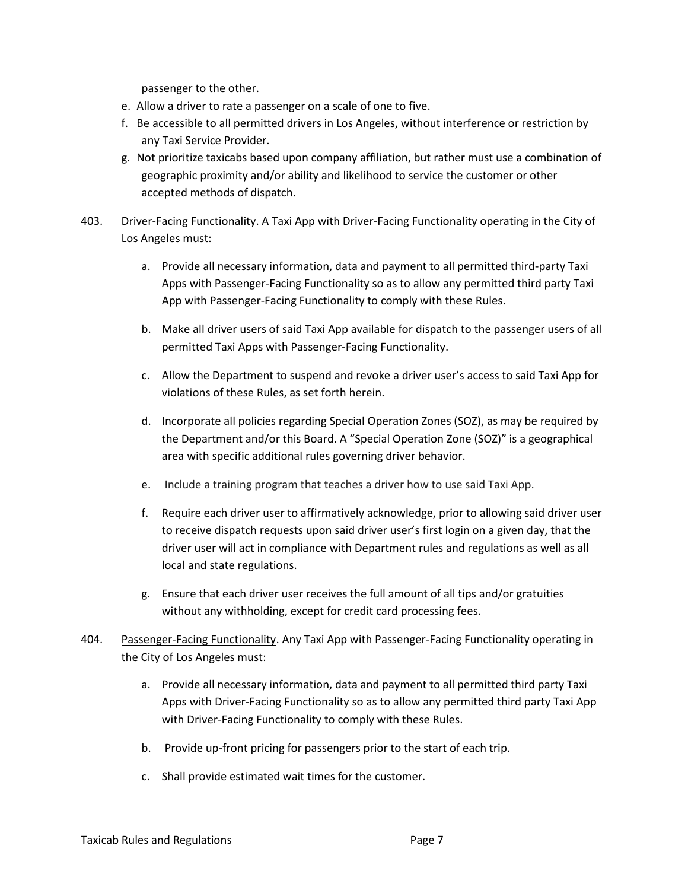passenger to the other.

e. Allow a driver to rate a passenger on a scale of one to five.

f. Be accessible to all permitted drivers in Los Angeles, without interference or restriction by any Taxi Service Provider.

g. Not prioritize taxicabs based upon company affiliation, but rather must use a combination of geographic proximity and/or ability and likelihood to service the customer or other accepted methods of dispatch.

403. Driver-Facing Functionality. A Taxi App with Driver-Facing Functionality operating in the City of Los Angeles must:

a. Provide all necessary information, data and payment to all permitted third-party Taxi Apps with Passenger-Facing Functionality so as to allow any permitted third party Taxi App with Passenger-Facing Functionality to comply with these Rules.

b. Make all driver users of said Taxi App available for dispatch to the passenger users of all permitted Taxi Apps with Passenger-Facing Functionality.

c. Allow the Department to suspend and revoke a driver user's access to said Taxi App for violations of these Rules, as set forth herein.

d. Incorporate all policies regarding Special Operation Zones (SOZ), as may be required by the Department and/or this Board. A "Special Operation Zone (SOZ)" is a geographical area with specific additional rules governing driver behavior.

e. Include a training program that teaches a driver how to use said Taxi App.

f. Require each driver user to affirmatively acknowledge, prior to allowing said driver user to receive dispatch requests upon said driver user's first login on a given day, that the driver user will act in compliance with Department rules and regulations as well as all local and state regulations.

g. Ensure that each driver user receives the full amount of all tips and/or gratuities without any withholding, except for credit card processing fees.

404. Passenger-Facing Functionality. Any Taxi App with Passenger-Facing Functionality operating in the City of Los Angeles must:

a. Provide all necessary information, data and payment to all permitted third party Taxi Apps with Driver-Facing Functionality so as to allow any permitted third party Taxi App with Driver-Facing Functionality to comply with these Rules.

b. Provide up-front pricing for passengers prior to the start of each trip.

c. Shall provide estimated wait times for the customer.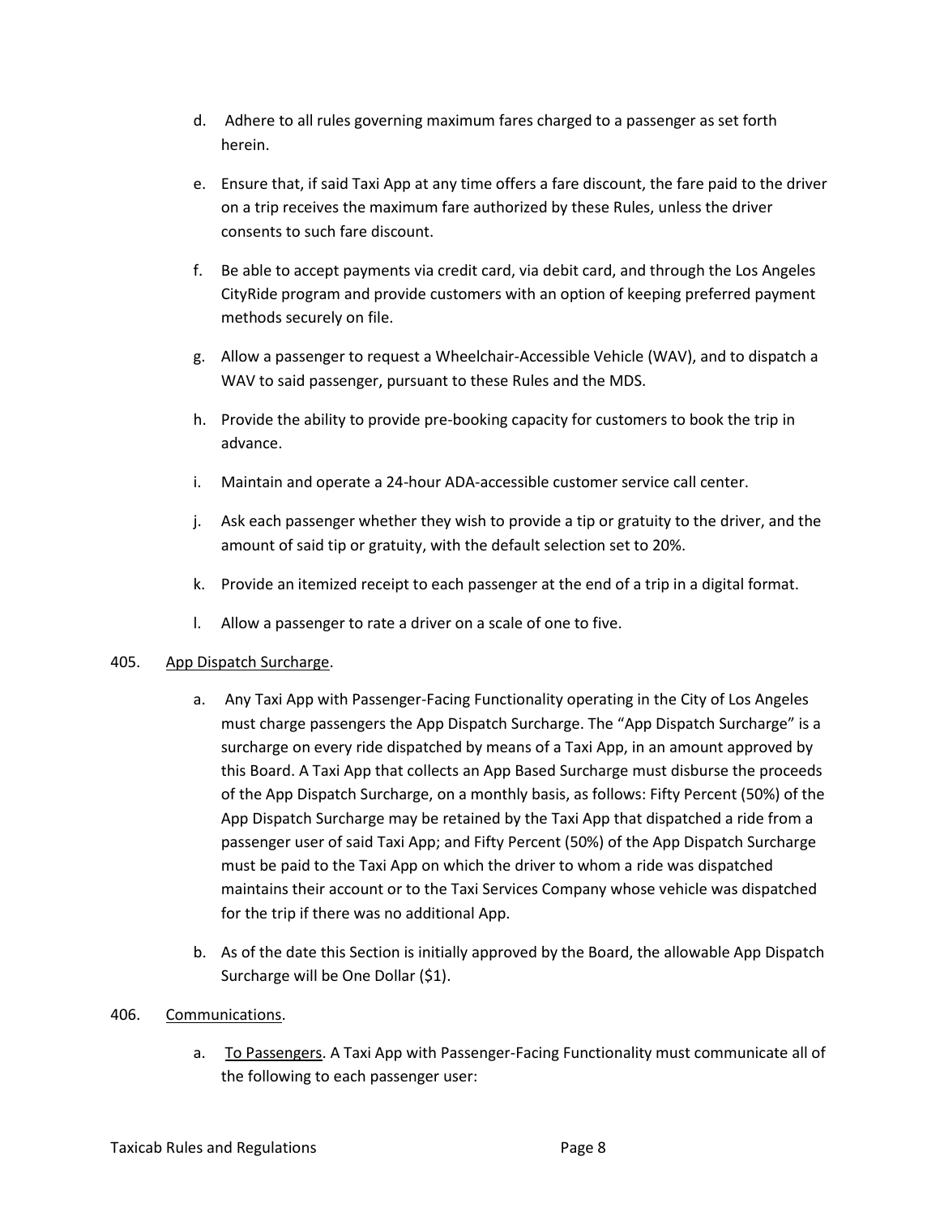d. Adhere to all rules governing maximum fares charged to a passenger as set forth herein.

e. Ensure that, if said Taxi App at any time offers a fare discount, the fare paid to the driver on a trip receives the maximum fare authorized by these Rules, unless the driver consents to such fare discount.

f. Be able to accept payments via credit card, via debit card, and through the Los Angeles CityRide program and provide customers with an option of keeping preferred payment methods securely on file.

g. Allow a passenger to request a Wheelchair-Accessible Vehicle (WAV), and to dispatch a WAV to said passenger, pursuant to these Rules and the MDS.

h. Provide the ability to provide pre-booking capacity for customers to book the trip in advance.

i. Maintain and operate a 24-hour ADA-accessible customer service call center.

j. Ask each passenger whether they wish to provide a tip or gratuity to the driver, and the amount of said tip or gratuity, with the default selection set to 20%.

k. Provide an itemized receipt to each passenger at the end of a trip in a digital format.

l. Allow a passenger to rate a driver on a scale of one to five.

405. App Dispatch Surcharge.

a. Any Taxi App with Passenger-Facing Functionality operating in the City of Los Angeles must charge passengers the App Dispatch Surcharge. The "App Dispatch Surcharge" is a surcharge on every ride dispatched by means of a Taxi App, in an amount approved by this Board. A Taxi App that collects an App Based Surcharge must disburse the proceeds of the App Dispatch Surcharge, on a monthly basis, as follows: Fifty Percent (50%) of the App Dispatch Surcharge may be retained by the Taxi App that dispatched a ride from a passenger user of said Taxi App; and Fifty Percent (50%) of the App Dispatch Surcharge must be paid to the Taxi App on which the driver to whom a ride was dispatched maintains their account or to the Taxi Services Company whose vehicle was dispatched for the trip if there was no additional App.

b. As of the date this Section is initially approved by the Board, the allowable App Dispatch Surcharge will be One Dollar ($1).

406. Communications.

a. To Passengers. A Taxi App with Passenger-Facing Functionality must communicate all of the following to each passenger user: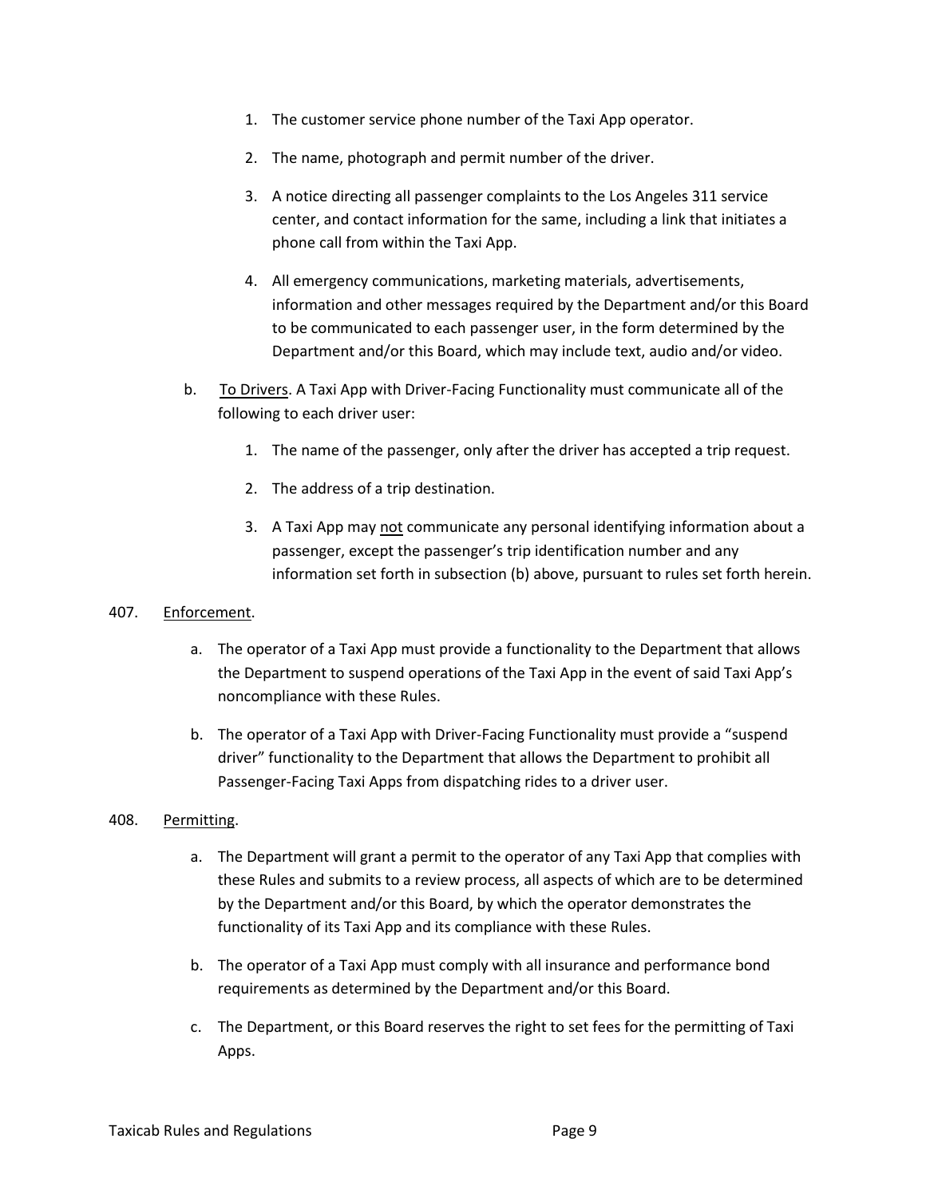1. The customer service phone number of the Taxi App operator.

2. The name, photograph and permit number of the driver.

3. A notice directing all passenger complaints to the Los Angeles 311 service center, and contact information for the same, including a link that initiates a phone call from within the Taxi App.

4. All emergency communications, marketing materials, advertisements, information and other messages required by the Department and/or this Board to be communicated to each passenger user, in the form determined by the Department and/or this Board, which may include text, audio and/or video.

b. To Drivers. A Taxi App with Driver-Facing Functionality must communicate all of the following to each driver user:

1. The name of the passenger, only after the driver has accepted a trip request.

2. The address of a trip destination.

3. A Taxi App may not communicate any personal identifying information about a passenger, except the passenger's trip identification number and any information set forth in subsection (b) above, pursuant to rules set forth herein.

407. Enforcement.

a. The operator of a Taxi App must provide a functionality to the Department that allows the Department to suspend operations of the Taxi App in the event of said Taxi App's noncompliance with these Rules.

b. The operator of a Taxi App with Driver-Facing Functionality must provide a "suspend driver" functionality to the Department that allows the Department to prohibit all Passenger-Facing Taxi Apps from dispatching rides to a driver user.

408. Permitting.

a. The Department will grant a permit to the operator of any Taxi App that complies with these Rules and submits to a review process, all aspects of which are to be determined by the Department and/or this Board, by which the operator demonstrates the functionality of its Taxi App and its compliance with these Rules.

b. The operator of a Taxi App must comply with all insurance and performance bond requirements as determined by the Department and/or this Board.

c. The Department, or this Board reserves the right to set fees for the permitting of Taxi Apps.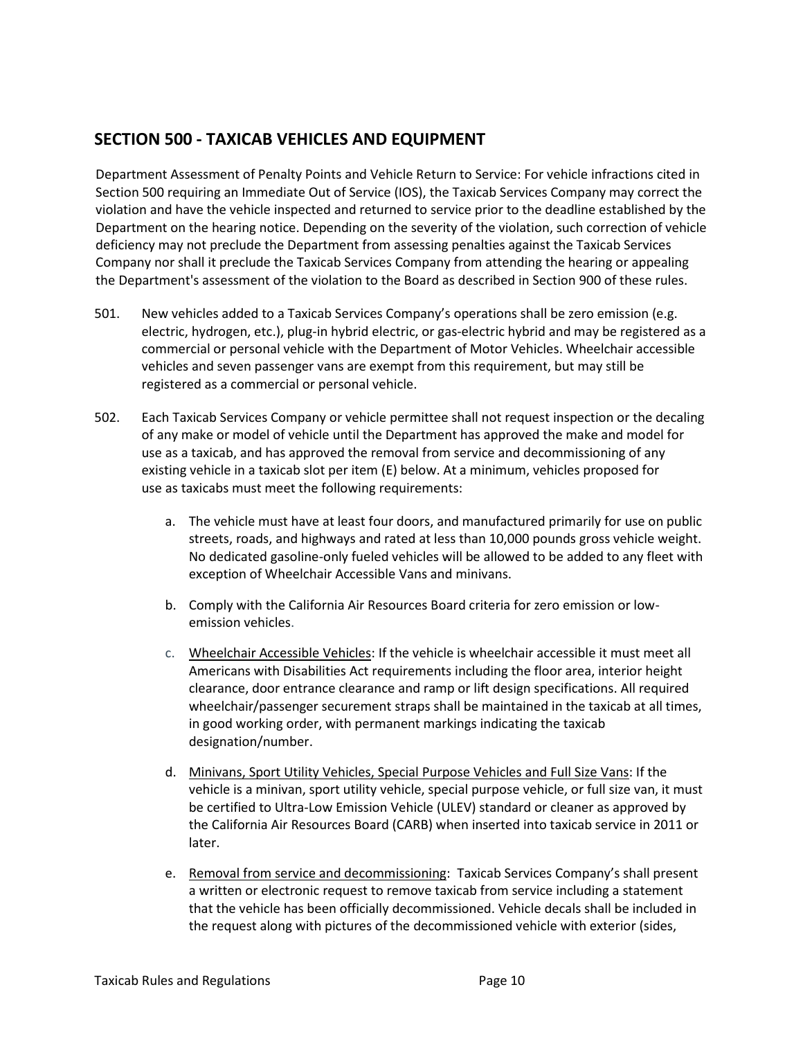## SECTION 500 - TAXICAB VEHICLES AND EQUIPMENT

Department Assessment of Penalty Points and Vehicle Return to Service: For vehicle infractions cited in Section 500 requiring an Immediate Out of Service (IOS), the Taxicab Services Company may correct the violation and have the vehicle inspected and returned to service prior to the deadline established by the Department on the hearing notice. Depending on the severity of the violation, such correction of vehicle deficiency may not preclude the Department from assessing penalties against the Taxicab Services Company nor shall it preclude the Taxicab Services Company from attending the hearing or appealing the Department's assessment of the violation to the Board as described in Section 900 of these rules.

501. New vehicles added to a Taxicab Services Company's operations shall be zero emission (e.g. electric, hydrogen, etc.), plug-in hybrid electric, or gas-electric hybrid and may be registered as a commercial or personal vehicle with the Department of Motor Vehicles. Wheelchair accessible vehicles and seven passenger vans are exempt from this requirement, but may still be registered as a commercial or personal vehicle.

502. Each Taxicab Services Company or vehicle permittee shall not request inspection or the decaling of any make or model of vehicle until the Department has approved the make and model for use as a taxicab, and has approved the removal from service and decommissioning of any existing vehicle in a taxicab slot per item (E) below. At a minimum, vehicles proposed for use as taxicabs must meet the following requirements:

   a. The vehicle must have at least four doors, and manufactured primarily for use on public streets, roads, and highways and rated at less than 10,000 pounds gross vehicle weight. No dedicated gasoline-only fueled vehicles will be allowed to be added to any fleet with exception of Wheelchair Accessible Vans and minivans.

   b. Comply with the California Air Resources Board criteria for zero emission or low-emission vehicles.

   c. <u>Wheelchair Accessible Vehicles</u>: If the vehicle is wheelchair accessible it must meet all Americans with Disabilities Act requirements including the floor area, interior height clearance, door entrance clearance and ramp or lift design specifications. All required wheelchair/passenger securement straps shall be maintained in the taxicab at all times, in good working order, with permanent markings indicating the taxicab designation/number.

   d. <u>Minivans, Sport Utility Vehicles, Special Purpose Vehicles and Full Size Vans</u>: If the vehicle is a minivan, sport utility vehicle, special purpose vehicle, or full size van, it must be certified to Ultra-Low Emission Vehicle (ULEV) standard or cleaner as approved by the California Air Resources Board (CARB) when inserted into taxicab service in 2011 or later.

   e. <u>Removal from service and decommissioning</u>: Taxicab Services Company's shall present a written or electronic request to remove taxicab from service including a statement that the vehicle has been officially decommissioned. Vehicle decals shall be included in the request along with pictures of the decommissioned vehicle with exterior (sides,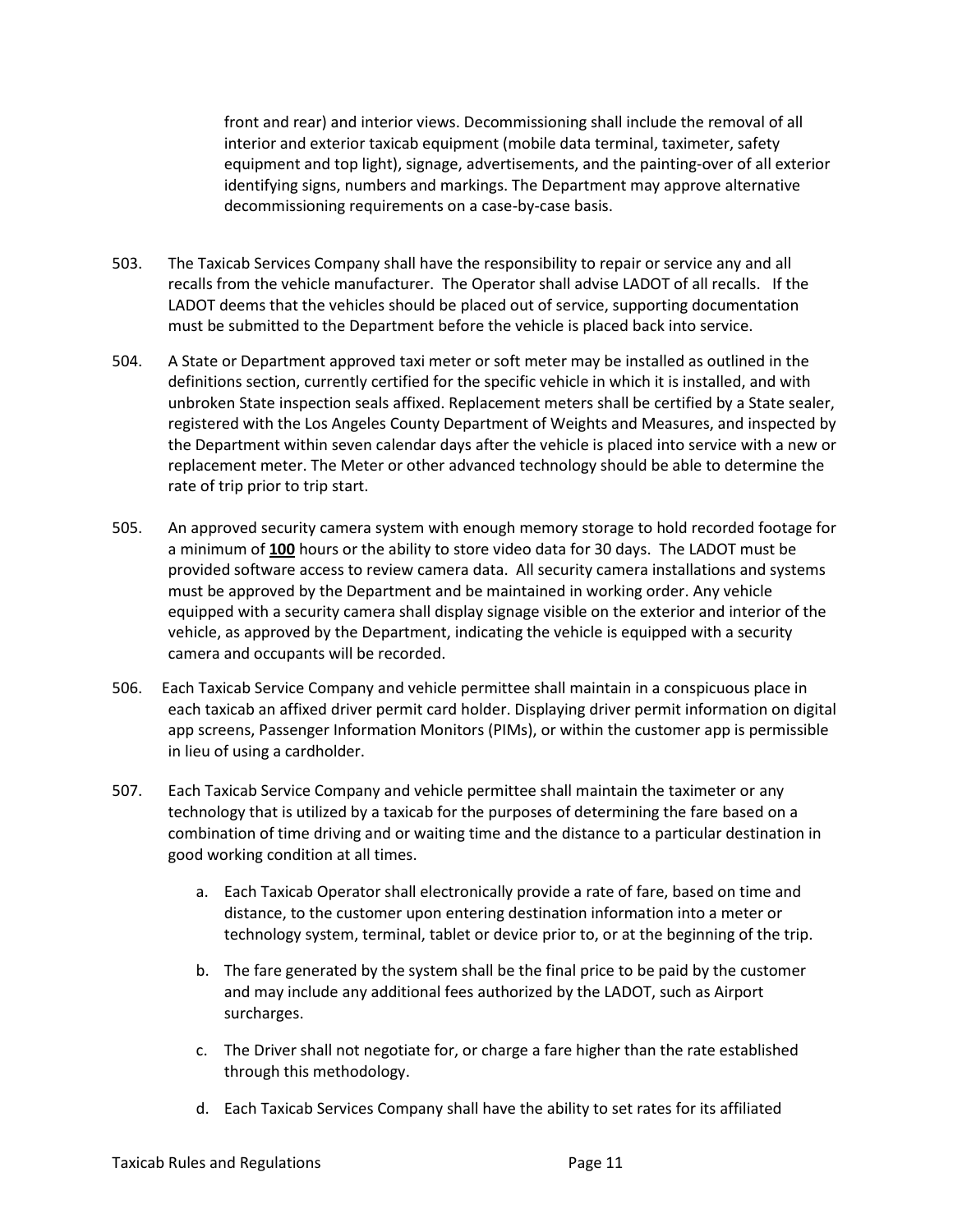front and rear) and interior views. Decommissioning shall include the removal of all interior and exterior taxicab equipment (mobile data terminal, taximeter, safety equipment and top light), signage, advertisements, and the painting-over of all exterior identifying signs, numbers and markings. The Department may approve alternative decommissioning requirements on a case-by-case basis.

503. The Taxicab Services Company shall have the responsibility to repair or service any and all recalls from the vehicle manufacturer. The Operator shall advise LADOT of all recalls. If the LADOT deems that the vehicles should be placed out of service, supporting documentation must be submitted to the Department before the vehicle is placed back into service.

504. A State or Department approved taxi meter or soft meter may be installed as outlined in the definitions section, currently certified for the specific vehicle in which it is installed, and with unbroken State inspection seals affixed. Replacement meters shall be certified by a State sealer, registered with the Los Angeles County Department of Weights and Measures, and inspected by the Department within seven calendar days after the vehicle is placed into service with a new or replacement meter. The Meter or other advanced technology should be able to determine the rate of trip prior to trip start.

505. An approved security camera system with enough memory storage to hold recorded footage for a minimum of **100** hours or the ability to store video data for 30 days. The LADOT must be provided software access to review camera data. All security camera installations and systems must be approved by the Department and be maintained in working order. Any vehicle equipped with a security camera shall display signage visible on the exterior and interior of the vehicle, as approved by the Department, indicating the vehicle is equipped with a security camera and occupants will be recorded.

506. Each Taxicab Service Company and vehicle permittee shall maintain in a conspicuous place in each taxicab an affixed driver permit card holder. Displaying driver permit information on digital app screens, Passenger Information Monitors (PIMs), or within the customer app is permissible in lieu of using a cardholder.

507. Each Taxicab Service Company and vehicle permittee shall maintain the taximeter or any technology that is utilized by a taxicab for the purposes of determining the fare based on a combination of time driving and or waiting time and the distance to a particular destination in good working condition at all times.

   a. Each Taxicab Operator shall electronically provide a rate of fare, based on time and distance, to the customer upon entering destination information into a meter or technology system, terminal, tablet or device prior to, or at the beginning of the trip.

   b. The fare generated by the system shall be the final price to be paid by the customer and may include any additional fees authorized by the LADOT, such as Airport surcharges.

   c. The Driver shall not negotiate for, or charge a fare higher than the rate established through this methodology.

   d. Each Taxicab Services Company shall have the ability to set rates for its affiliated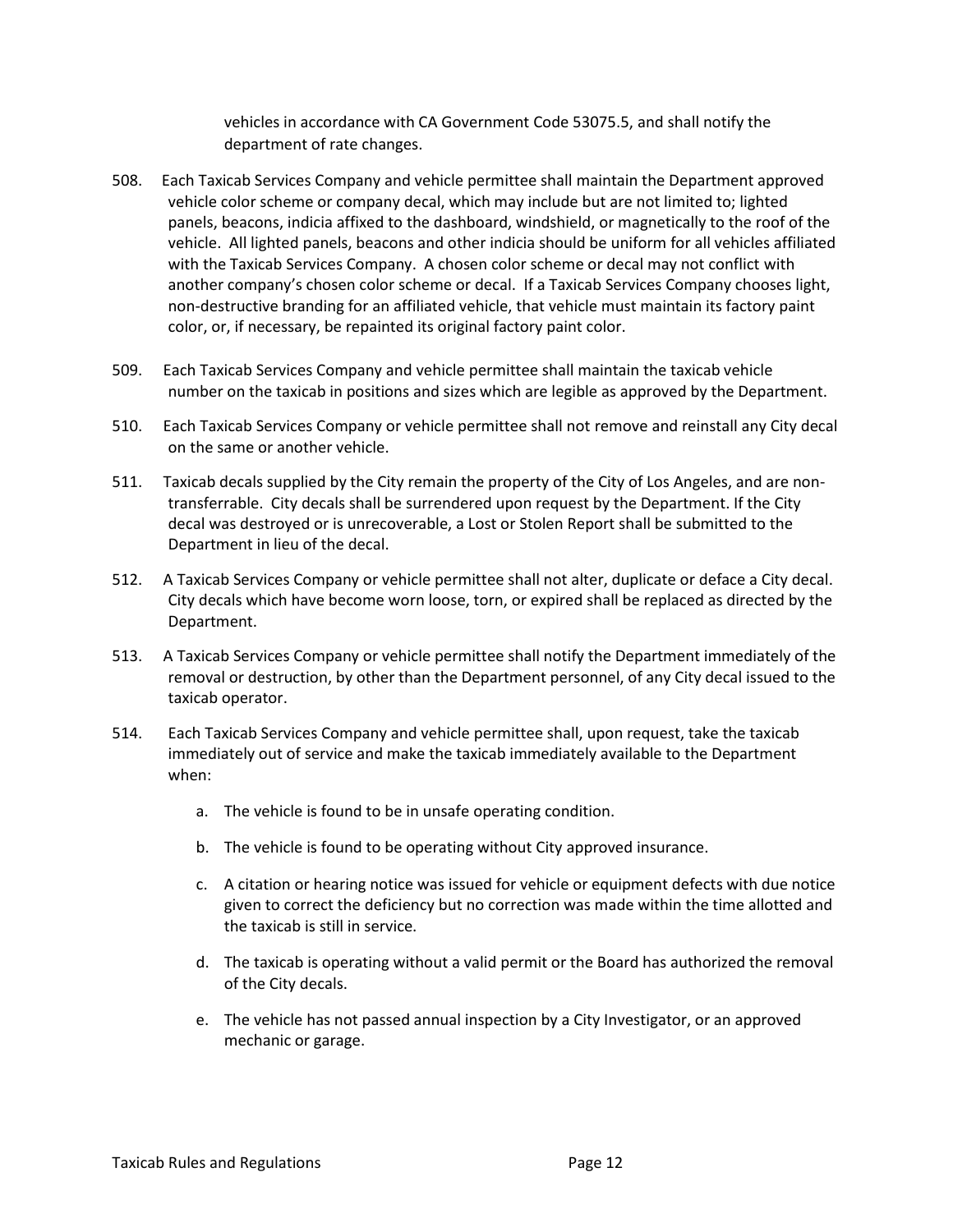vehicles in accordance with CA Government Code 53075.5, and shall notify the department of rate changes.

508. Each Taxicab Services Company and vehicle permittee shall maintain the Department approved vehicle color scheme or company decal, which may include but are not limited to; lighted panels, beacons, indicia affixed to the dashboard, windshield, or magnetically to the roof of the vehicle. All lighted panels, beacons and other indicia should be uniform for all vehicles affiliated with the Taxicab Services Company. A chosen color scheme or decal may not conflict with another company's chosen color scheme or decal. If a Taxicab Services Company chooses light, non-destructive branding for an affiliated vehicle, that vehicle must maintain its factory paint color, or, if necessary, be repainted its original factory paint color.

509. Each Taxicab Services Company and vehicle permittee shall maintain the taxicab vehicle number on the taxicab in positions and sizes which are legible as approved by the Department.

510. Each Taxicab Services Company or vehicle permittee shall not remove and reinstall any City decal on the same or another vehicle.

511. Taxicab decals supplied by the City remain the property of the City of Los Angeles, and are non-transferrable. City decals shall be surrendered upon request by the Department. If the City decal was destroyed or is unrecoverable, a Lost or Stolen Report shall be submitted to the Department in lieu of the decal.

512. A Taxicab Services Company or vehicle permittee shall not alter, duplicate or deface a City decal. City decals which have become worn loose, torn, or expired shall be replaced as directed by the Department.

513. A Taxicab Services Company or vehicle permittee shall notify the Department immediately of the removal or destruction, by other than the Department personnel, of any City decal issued to the taxicab operator.

514. Each Taxicab Services Company and vehicle permittee shall, upon request, take the taxicab immediately out of service and make the taxicab immediately available to the Department when:

   a. The vehicle is found to be in unsafe operating condition.

   b. The vehicle is found to be operating without City approved insurance.

   c. A citation or hearing notice was issued for vehicle or equipment defects with due notice given to correct the deficiency but no correction was made within the time allotted and the taxicab is still in service.

   d. The taxicab is operating without a valid permit or the Board has authorized the removal of the City decals.

   e. The vehicle has not passed annual inspection by a City Investigator, or an approved mechanic or garage.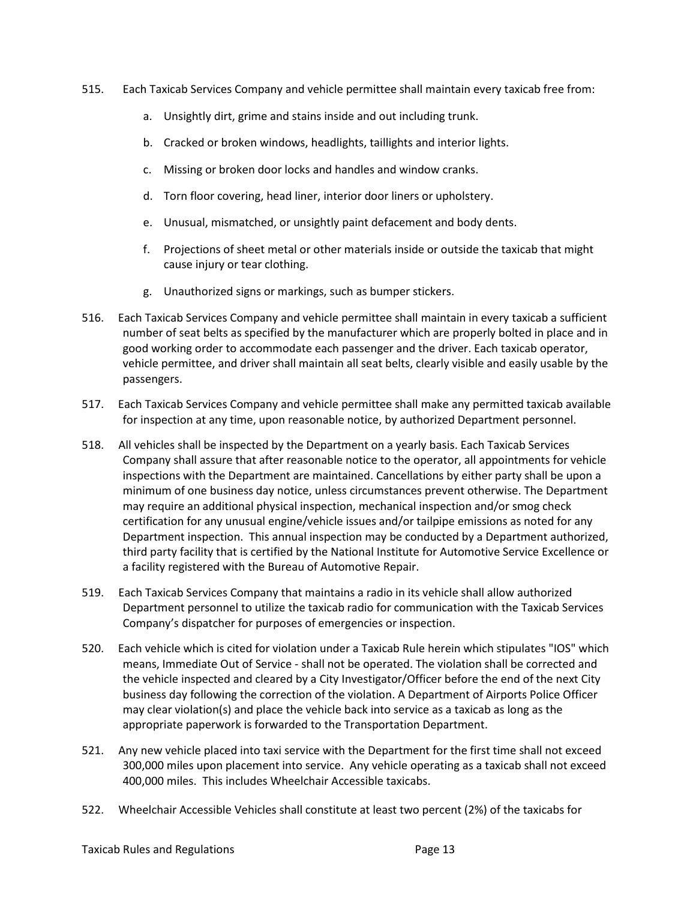515. Each Taxicab Services Company and vehicle permittee shall maintain every taxicab free from:

    a. Unsightly dirt, grime and stains inside and out including trunk.

    b. Cracked or broken windows, headlights, taillights and interior lights.

    c. Missing or broken door locks and handles and window cranks.

    d. Torn floor covering, head liner, interior door liners or upholstery.

    e. Unusual, mismatched, or unsightly paint defacement and body dents.

    f. Projections of sheet metal or other materials inside or outside the taxicab that might cause injury or tear clothing.

    g. Unauthorized signs or markings, such as bumper stickers.

516. Each Taxicab Services Company and vehicle permittee shall maintain in every taxicab a sufficient number of seat belts as specified by the manufacturer which are properly bolted in place and in good working order to accommodate each passenger and the driver. Each taxicab operator, vehicle permittee, and driver shall maintain all seat belts, clearly visible and easily usable by the passengers.

517. Each Taxicab Services Company and vehicle permittee shall make any permitted taxicab available for inspection at any time, upon reasonable notice, by authorized Department personnel.

518. All vehicles shall be inspected by the Department on a yearly basis. Each Taxicab Services Company shall assure that after reasonable notice to the operator, all appointments for vehicle inspections with the Department are maintained. Cancellations by either party shall be upon a minimum of one business day notice, unless circumstances prevent otherwise. The Department may require an additional physical inspection, mechanical inspection and/or smog check certification for any unusual engine/vehicle issues and/or tailpipe emissions as noted for any Department inspection. This annual inspection may be conducted by a Department authorized, third party facility that is certified by the National Institute for Automotive Service Excellence or a facility registered with the Bureau of Automotive Repair.

519. Each Taxicab Services Company that maintains a radio in its vehicle shall allow authorized Department personnel to utilize the taxicab radio for communication with the Taxicab Services Company's dispatcher for purposes of emergencies or inspection.

520. Each vehicle which is cited for violation under a Taxicab Rule herein which stipulates "IOS" which means, Immediate Out of Service - shall not be operated. The violation shall be corrected and the vehicle inspected and cleared by a City Investigator/Officer before the end of the next City business day following the correction of the violation. A Department of Airports Police Officer may clear violation(s) and place the vehicle back into service as a taxicab as long as the appropriate paperwork is forwarded to the Transportation Department.

521. Any new vehicle placed into taxi service with the Department for the first time shall not exceed 300,000 miles upon placement into service. Any vehicle operating as a taxicab shall not exceed 400,000 miles. This includes Wheelchair Accessible taxicabs.

522. Wheelchair Accessible Vehicles shall constitute at least two percent (2%) of the taxicabs for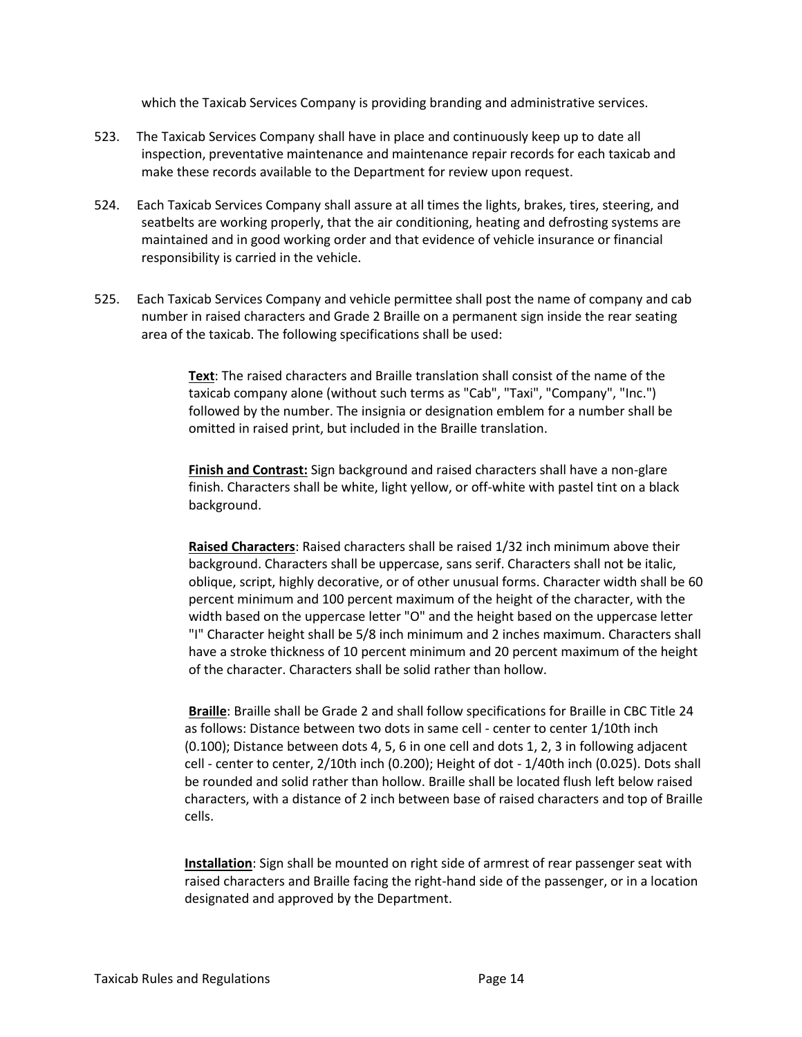which the Taxicab Services Company is providing branding and administrative services.

523. The Taxicab Services Company shall have in place and continuously keep up to date all inspection, preventative maintenance and maintenance repair records for each taxicab and make these records available to the Department for review upon request.

524. Each Taxicab Services Company shall assure at all times the lights, brakes, tires, steering, and seatbelts are working properly, that the air conditioning, heating and defrosting systems are maintained and in good working order and that evidence of vehicle insurance or financial responsibility is carried in the vehicle.

525. Each Taxicab Services Company and vehicle permittee shall post the name of company and cab number in raised characters and Grade 2 Braille on a permanent sign inside the rear seating area of the taxicab. The following specifications shall be used:

> **Text**: The raised characters and Braille translation shall consist of the name of the taxicab company alone (without such terms as "Cab", "Taxi", "Company", "Inc.") followed by the number. The insignia or designation emblem for a number shall be omitted in raised print, but included in the Braille translation.
>
> **Finish and Contrast:** Sign background and raised characters shall have a non-glare finish. Characters shall be white, light yellow, or off-white with pastel tint on a black background.
>
> **Raised Characters**: Raised characters shall be raised 1/32 inch minimum above their background. Characters shall be uppercase, sans serif. Characters shall not be italic, oblique, script, highly decorative, or of other unusual forms. Character width shall be 60 percent minimum and 100 percent maximum of the height of the character, with the width based on the uppercase letter "O" and the height based on the uppercase letter "I" Character height shall be 5/8 inch minimum and 2 inches maximum. Characters shall have a stroke thickness of 10 percent minimum and 20 percent maximum of the height of the character. Characters shall be solid rather than hollow.
>
> **Braille**: Braille shall be Grade 2 and shall follow specifications for Braille in CBC Title 24 as follows: Distance between two dots in same cell - center to center 1/10th inch (0.100); Distance between dots 4, 5, 6 in one cell and dots 1, 2, 3 in following adjacent cell - center to center, 2/10th inch (0.200); Height of dot - 1/40th inch (0.025). Dots shall be rounded and solid rather than hollow. Braille shall be located flush left below raised characters, with a distance of 2 inch between base of raised characters and top of Braille cells.
>
> **Installation**: Sign shall be mounted on right side of armrest of rear passenger seat with raised characters and Braille facing the right-hand side of the passenger, or in a location designated and approved by the Department.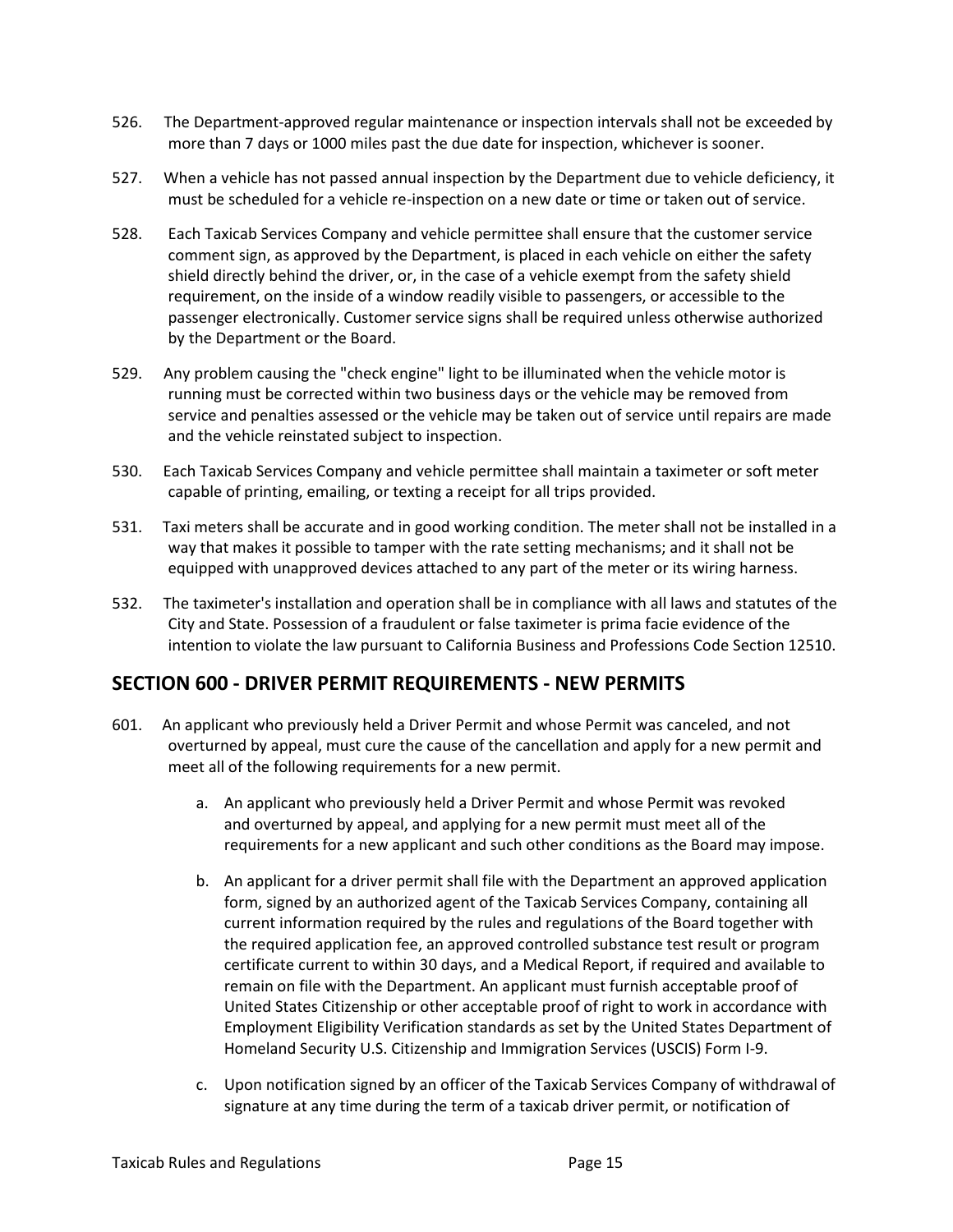526. The Department-approved regular maintenance or inspection intervals shall not be exceeded by more than 7 days or 1000 miles past the due date for inspection, whichever is sooner.

527. When a vehicle has not passed annual inspection by the Department due to vehicle deficiency, it must be scheduled for a vehicle re-inspection on a new date or time or taken out of service.

528. Each Taxicab Services Company and vehicle permittee shall ensure that the customer service comment sign, as approved by the Department, is placed in each vehicle on either the safety shield directly behind the driver, or, in the case of a vehicle exempt from the safety shield requirement, on the inside of a window readily visible to passengers, or accessible to the passenger electronically. Customer service signs shall be required unless otherwise authorized by the Department or the Board.

529. Any problem causing the "check engine" light to be illuminated when the vehicle motor is running must be corrected within two business days or the vehicle may be removed from service and penalties assessed or the vehicle may be taken out of service until repairs are made and the vehicle reinstated subject to inspection.

530. Each Taxicab Services Company and vehicle permittee shall maintain a taximeter or soft meter capable of printing, emailing, or texting a receipt for all trips provided.

531. Taxi meters shall be accurate and in good working condition. The meter shall not be installed in a way that makes it possible to tamper with the rate setting mechanisms; and it shall not be equipped with unapproved devices attached to any part of the meter or its wiring harness.

532. The taximeter's installation and operation shall be in compliance with all laws and statutes of the City and State. Possession of a fraudulent or false taximeter is prima facie evidence of the intention to violate the law pursuant to California Business and Professions Code Section 12510.

## SECTION 600 - DRIVER PERMIT REQUIREMENTS - NEW PERMITS

601. An applicant who previously held a Driver Permit and whose Permit was canceled, and not overturned by appeal, must cure the cause of the cancellation and apply for a new permit and meet all of the following requirements for a new permit.

   a. An applicant who previously held a Driver Permit and whose Permit was revoked and overturned by appeal, and applying for a new permit must meet all of the requirements for a new applicant and such other conditions as the Board may impose.

   b. An applicant for a driver permit shall file with the Department an approved application form, signed by an authorized agent of the Taxicab Services Company, containing all current information required by the rules and regulations of the Board together with the required application fee, an approved controlled substance test result or program certificate current to within 30 days, and a Medical Report, if required and available to remain on file with the Department. An applicant must furnish acceptable proof of United States Citizenship or other acceptable proof of right to work in accordance with Employment Eligibility Verification standards as set by the United States Department of Homeland Security U.S. Citizenship and Immigration Services (USCIS) Form I-9.

   c. Upon notification signed by an officer of the Taxicab Services Company of withdrawal of signature at any time during the term of a taxicab driver permit, or notification of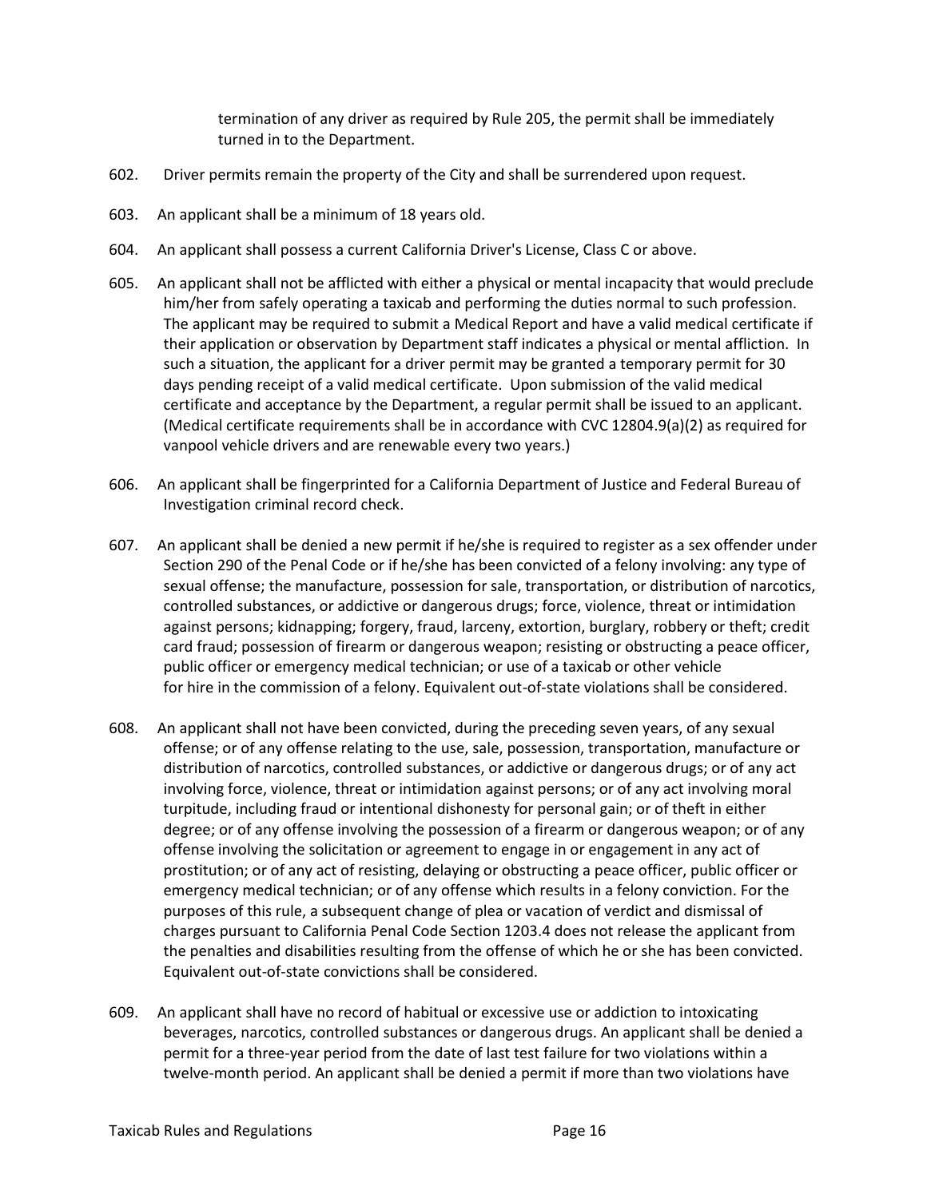termination of any driver as required by Rule 205, the permit shall be immediately turned in to the Department.

602. Driver permits remain the property of the City and shall be surrendered upon request.

603. An applicant shall be a minimum of 18 years old.

604. An applicant shall possess a current California Driver's License, Class C or above.

605. An applicant shall not be afflicted with either a physical or mental incapacity that would preclude him/her from safely operating a taxicab and performing the duties normal to such profession. The applicant may be required to submit a Medical Report and have a valid medical certificate if their application or observation by Department staff indicates a physical or mental affliction. In such a situation, the applicant for a driver permit may be granted a temporary permit for 30 days pending receipt of a valid medical certificate. Upon submission of the valid medical certificate and acceptance by the Department, a regular permit shall be issued to an applicant. (Medical certificate requirements shall be in accordance with CVC 12804.9(a)(2) as required for vanpool vehicle drivers and are renewable every two years.)

606. An applicant shall be fingerprinted for a California Department of Justice and Federal Bureau of Investigation criminal record check.

607. An applicant shall be denied a new permit if he/she is required to register as a sex offender under Section 290 of the Penal Code or if he/she has been convicted of a felony involving: any type of sexual offense; the manufacture, possession for sale, transportation, or distribution of narcotics, controlled substances, or addictive or dangerous drugs; force, violence, threat or intimidation against persons; kidnapping; forgery, fraud, larceny, extortion, burglary, robbery or theft; credit card fraud; possession of firearm or dangerous weapon; resisting or obstructing a peace officer, public officer or emergency medical technician; or use of a taxicab or other vehicle for hire in the commission of a felony. Equivalent out-of-state violations shall be considered.

608. An applicant shall not have been convicted, during the preceding seven years, of any sexual offense; or of any offense relating to the use, sale, possession, transportation, manufacture or distribution of narcotics, controlled substances, or addictive or dangerous drugs; or of any act involving force, violence, threat or intimidation against persons; or of any act involving moral turpitude, including fraud or intentional dishonesty for personal gain; or of theft in either degree; or of any offense involving the possession of a firearm or dangerous weapon; or of any offense involving the solicitation or agreement to engage in or engagement in any act of prostitution; or of any act of resisting, delaying or obstructing a peace officer, public officer or emergency medical technician; or of any offense which results in a felony conviction. For the purposes of this rule, a subsequent change of plea or vacation of verdict and dismissal of charges pursuant to California Penal Code Section 1203.4 does not release the applicant from the penalties and disabilities resulting from the offense of which he or she has been convicted. Equivalent out-of-state convictions shall be considered.

609. An applicant shall have no record of habitual or excessive use or addiction to intoxicating beverages, narcotics, controlled substances or dangerous drugs. An applicant shall be denied a permit for a three-year period from the date of last test failure for two violations within a twelve-month period. An applicant shall be denied a permit if more than two violations have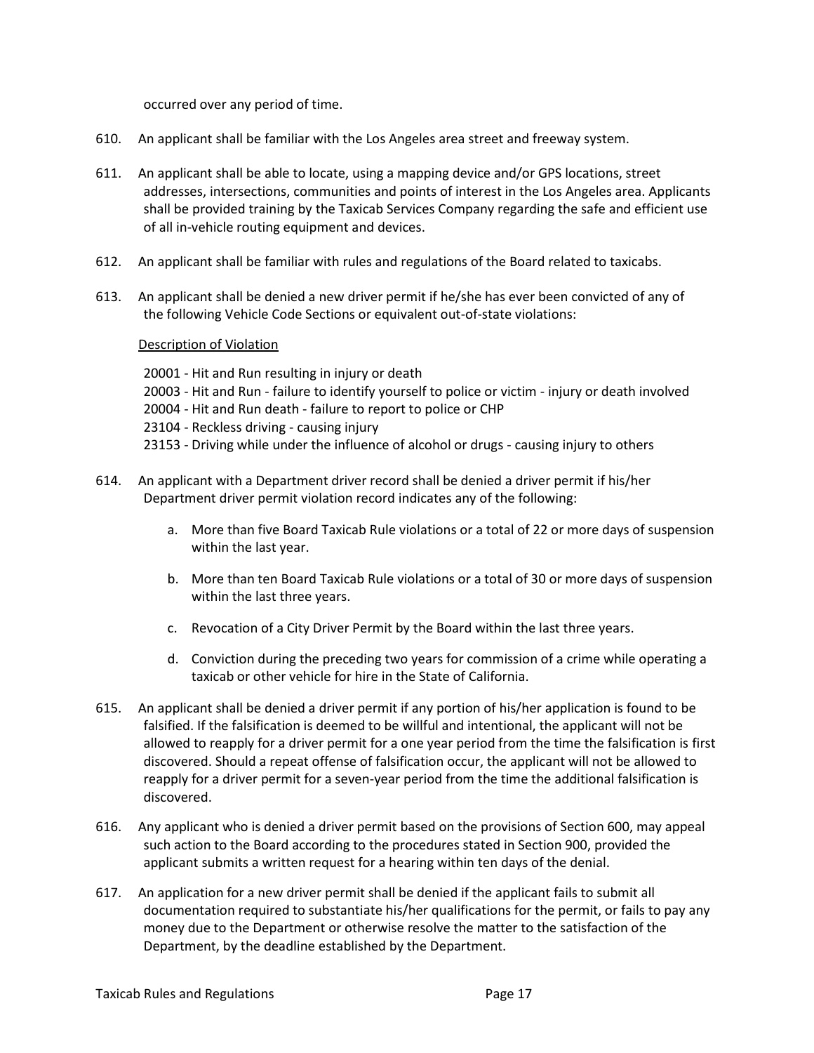occurred over any period of time.

610. An applicant shall be familiar with the Los Angeles area street and freeway system.

611. An applicant shall be able to locate, using a mapping device and/or GPS locations, street addresses, intersections, communities and points of interest in the Los Angeles area. Applicants shall be provided training by the Taxicab Services Company regarding the safe and efficient use of all in-vehicle routing equipment and devices.

612. An applicant shall be familiar with rules and regulations of the Board related to taxicabs.

613. An applicant shall be denied a new driver permit if he/she has ever been convicted of any of the following Vehicle Code Sections or equivalent out-of-state violations:

<u>Description of Violation</u>

20001 - Hit and Run resulting in injury or death
20003 - Hit and Run - failure to identify yourself to police or victim - injury or death involved
20004 - Hit and Run death - failure to report to police or CHP
23104 - Reckless driving - causing injury
23153 - Driving while under the influence of alcohol or drugs - causing injury to others

614. An applicant with a Department driver record shall be denied a driver permit if his/her Department driver permit violation record indicates any of the following:

   a. More than five Board Taxicab Rule violations or a total of 22 or more days of suspension within the last year.

   b. More than ten Board Taxicab Rule violations or a total of 30 or more days of suspension within the last three years.

   c. Revocation of a City Driver Permit by the Board within the last three years.

   d. Conviction during the preceding two years for commission of a crime while operating a taxicab or other vehicle for hire in the State of California.

615. An applicant shall be denied a driver permit if any portion of his/her application is found to be falsified. If the falsification is deemed to be willful and intentional, the applicant will not be allowed to reapply for a driver permit for a one year period from the time the falsification is first discovered. Should a repeat offense of falsification occur, the applicant will not be allowed to reapply for a driver permit for a seven-year period from the time the additional falsification is discovered.

616. Any applicant who is denied a driver permit based on the provisions of Section 600, may appeal such action to the Board according to the procedures stated in Section 900, provided the applicant submits a written request for a hearing within ten days of the denial.

617. An application for a new driver permit shall be denied if the applicant fails to submit all documentation required to substantiate his/her qualifications for the permit, or fails to pay any money due to the Department or otherwise resolve the matter to the satisfaction of the Department, by the deadline established by the Department.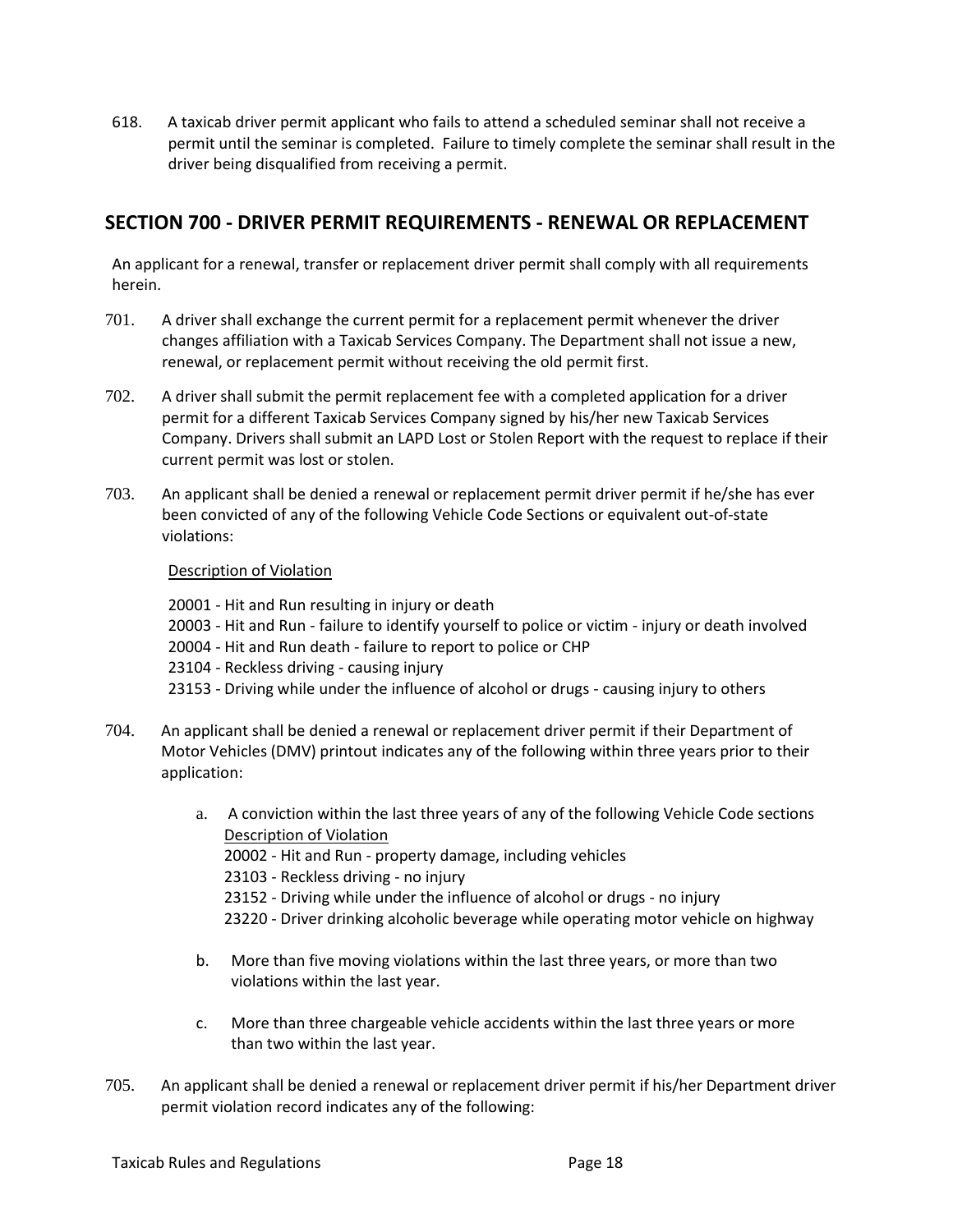618. A taxicab driver permit applicant who fails to attend a scheduled seminar shall not receive a permit until the seminar is completed. Failure to timely complete the seminar shall result in the driver being disqualified from receiving a permit.

## SECTION 700 - DRIVER PERMIT REQUIREMENTS - RENEWAL OR REPLACEMENT

An applicant for a renewal, transfer or replacement driver permit shall comply with all requirements herein.

701. A driver shall exchange the current permit for a replacement permit whenever the driver changes affiliation with a Taxicab Services Company. The Department shall not issue a new, renewal, or replacement permit without receiving the old permit first.

702. A driver shall submit the permit replacement fee with a completed application for a driver permit for a different Taxicab Services Company signed by his/her new Taxicab Services Company. Drivers shall submit an LAPD Lost or Stolen Report with the request to replace if their current permit was lost or stolen.

703. An applicant shall be denied a renewal or replacement permit driver permit if he/she has ever been convicted of any of the following Vehicle Code Sections or equivalent out-of-state violations:

    Description of Violation

    20001 - Hit and Run resulting in injury or death
    20003 - Hit and Run - failure to identify yourself to police or victim - injury or death involved
    20004 - Hit and Run death - failure to report to police or CHP
    23104 - Reckless driving - causing injury
    23153 - Driving while under the influence of alcohol or drugs - causing injury to others

704. An applicant shall be denied a renewal or replacement driver permit if their Department of Motor Vehicles (DMV) printout indicates any of the following within three years prior to their application:

    a. A conviction within the last three years of any of the following Vehicle Code sections
       Description of Violation
       20002 - Hit and Run - property damage, including vehicles
       23103 - Reckless driving - no injury
       23152 - Driving while under the influence of alcohol or drugs - no injury
       23220 - Driver drinking alcoholic beverage while operating motor vehicle on highway

    b. More than five moving violations within the last three years, or more than two violations within the last year.

    c. More than three chargeable vehicle accidents within the last three years or more than two within the last year.

705. An applicant shall be denied a renewal or replacement driver permit if his/her Department driver permit violation record indicates any of the following: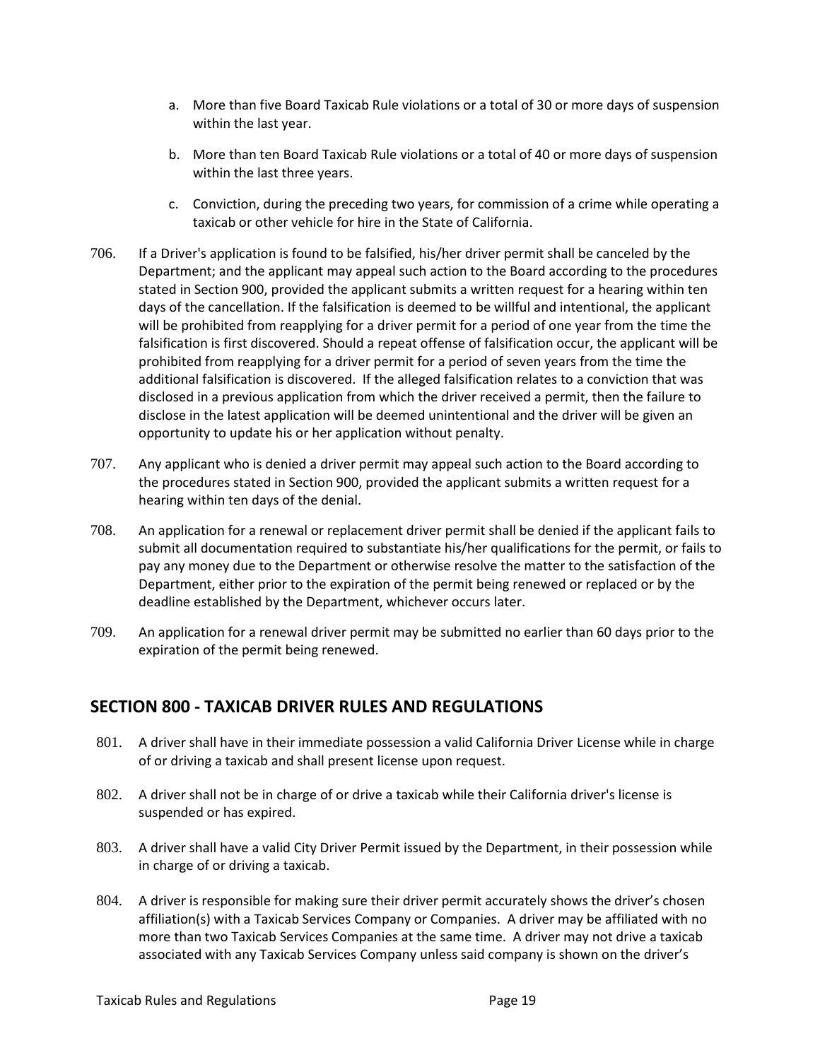a. More than five Board Taxicab Rule violations or a total of 30 or more days of suspension within the last year.

b. More than ten Board Taxicab Rule violations or a total of 40 or more days of suspension within the last three years.

c. Conviction, during the preceding two years, for commission of a crime while operating a taxicab or other vehicle for hire in the State of California.

706. If a Driver's application is found to be falsified, his/her driver permit shall be canceled by the Department; and the applicant may appeal such action to the Board according to the procedures stated in Section 900, provided the applicant submits a written request for a hearing within ten days of the cancellation. If the falsification is deemed to be willful and intentional, the applicant will be prohibited from reapplying for a driver permit for a period of one year from the time the falsification is first discovered. Should a repeat offense of falsification occur, the applicant will be prohibited from reapplying for a driver permit for a period of seven years from the time the additional falsification is discovered. If the alleged falsification relates to a conviction that was disclosed in a previous application from which the driver received a permit, then the failure to disclose in the latest application will be deemed unintentional and the driver will be given an opportunity to update his or her application without penalty.

707. Any applicant who is denied a driver permit may appeal such action to the Board according to the procedures stated in Section 900, provided the applicant submits a written request for a hearing within ten days of the denial.

708. An application for a renewal or replacement driver permit shall be denied if the applicant fails to submit all documentation required to substantiate his/her qualifications for the permit, or fails to pay any money due to the Department or otherwise resolve the matter to the satisfaction of the Department, either prior to the expiration of the permit being renewed or replaced or by the deadline established by the Department, whichever occurs later.

709. An application for a renewal driver permit may be submitted no earlier than 60 days prior to the expiration of the permit being renewed.

## SECTION 800 - TAXICAB DRIVER RULES AND REGULATIONS

801. A driver shall have in their immediate possession a valid California Driver License while in charge of or driving a taxicab and shall present license upon request.

802. A driver shall not be in charge of or drive a taxicab while their California driver's license is suspended or has expired.

803. A driver shall have a valid City Driver Permit issued by the Department, in their possession while in charge of or driving a taxicab.

804. A driver is responsible for making sure their driver permit accurately shows the driver's chosen affiliation(s) with a Taxicab Services Company or Companies. A driver may be affiliated with no more than two Taxicab Services Companies at the same time. A driver may not drive a taxicab associated with any Taxicab Services Company unless said company is shown on the driver's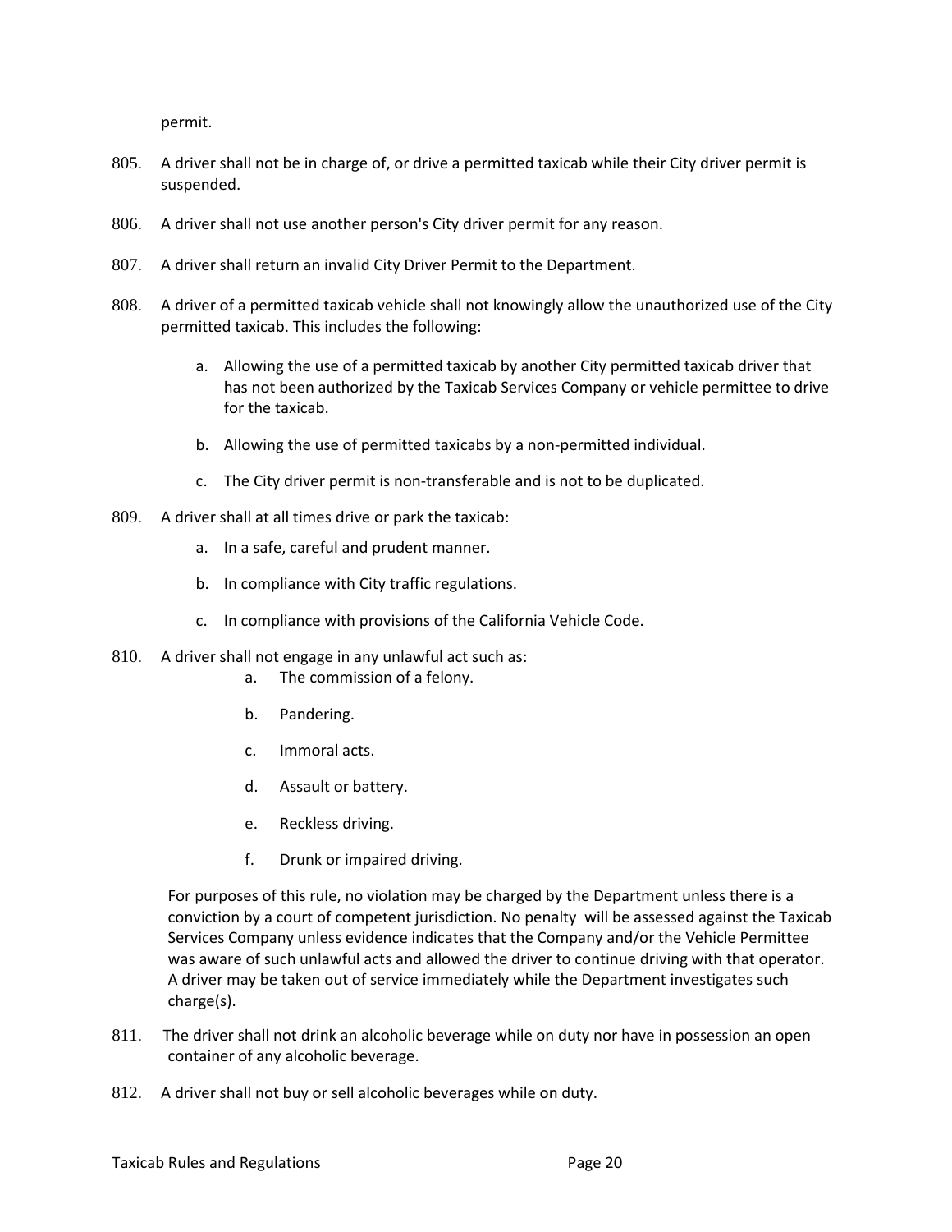permit.

805. A driver shall not be in charge of, or drive a permitted taxicab while their City driver permit is suspended.

806. A driver shall not use another person's City driver permit for any reason.

807. A driver shall return an invalid City Driver Permit to the Department.

808. A driver of a permitted taxicab vehicle shall not knowingly allow the unauthorized use of the City permitted taxicab. This includes the following:

   a. Allowing the use of a permitted taxicab by another City permitted taxicab driver that has not been authorized by the Taxicab Services Company or vehicle permittee to drive for the taxicab.

   b. Allowing the use of permitted taxicabs by a non-permitted individual.

   c. The City driver permit is non-transferable and is not to be duplicated.

809. A driver shall at all times drive or park the taxicab:

   a. In a safe, careful and prudent manner.

   b. In compliance with City traffic regulations.

   c. In compliance with provisions of the California Vehicle Code.

810. A driver shall not engage in any unlawful act such as:

   a. The commission of a felony.

   b. Pandering.

   c. Immoral acts.

   d. Assault or battery.

   e. Reckless driving.

   f. Drunk or impaired driving.

   For purposes of this rule, no violation may be charged by the Department unless there is a conviction by a court of competent jurisdiction. No penalty will be assessed against the Taxicab Services Company unless evidence indicates that the Company and/or the Vehicle Permittee was aware of such unlawful acts and allowed the driver to continue driving with that operator. A driver may be taken out of service immediately while the Department investigates such charge(s).

811. The driver shall not drink an alcoholic beverage while on duty nor have in possession an open container of any alcoholic beverage.

812. A driver shall not buy or sell alcoholic beverages while on duty.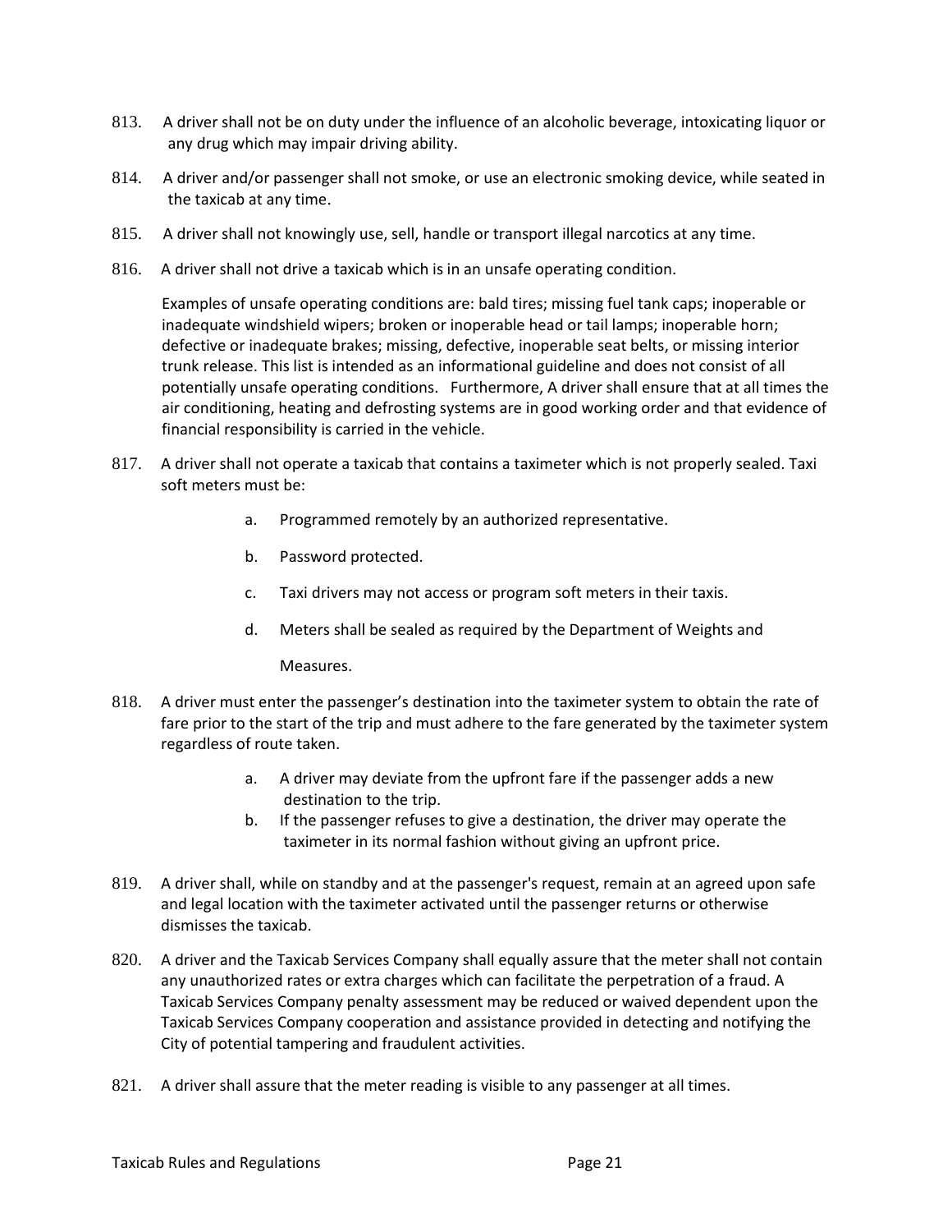813. A driver shall not be on duty under the influence of an alcoholic beverage, intoxicating liquor or any drug which may impair driving ability.

814. A driver and/or passenger shall not smoke, or use an electronic smoking device, while seated in the taxicab at any time.

815. A driver shall not knowingly use, sell, handle or transport illegal narcotics at any time.

816. A driver shall not drive a taxicab which is in an unsafe operating condition.

Examples of unsafe operating conditions are: bald tires; missing fuel tank caps; inoperable or inadequate windshield wipers; broken or inoperable head or tail lamps; inoperable horn; defective or inadequate brakes; missing, defective, inoperable seat belts, or missing interior trunk release. This list is intended as an informational guideline and does not consist of all potentially unsafe operating conditions. Furthermore, A driver shall ensure that at all times the air conditioning, heating and defrosting systems are in good working order and that evidence of financial responsibility is carried in the vehicle.

817. A driver shall not operate a taxicab that contains a taximeter which is not properly sealed. Taxi soft meters must be:

   a. Programmed remotely by an authorized representative.

   b. Password protected.

   c. Taxi drivers may not access or program soft meters in their taxis.

   d. Meters shall be sealed as required by the Department of Weights and Measures.

818. A driver must enter the passenger's destination into the taximeter system to obtain the rate of fare prior to the start of the trip and must adhere to the fare generated by the taximeter system regardless of route taken.

   a. A driver may deviate from the upfront fare if the passenger adds a new destination to the trip.
   b. If the passenger refuses to give a destination, the driver may operate the taximeter in its normal fashion without giving an upfront price.

819. A driver shall, while on standby and at the passenger's request, remain at an agreed upon safe and legal location with the taximeter activated until the passenger returns or otherwise dismisses the taxicab.

820. A driver and the Taxicab Services Company shall equally assure that the meter shall not contain any unauthorized rates or extra charges which can facilitate the perpetration of a fraud. A Taxicab Services Company penalty assessment may be reduced or waived dependent upon the Taxicab Services Company cooperation and assistance provided in detecting and notifying the City of potential tampering and fraudulent activities.

821. A driver shall assure that the meter reading is visible to any passenger at all times.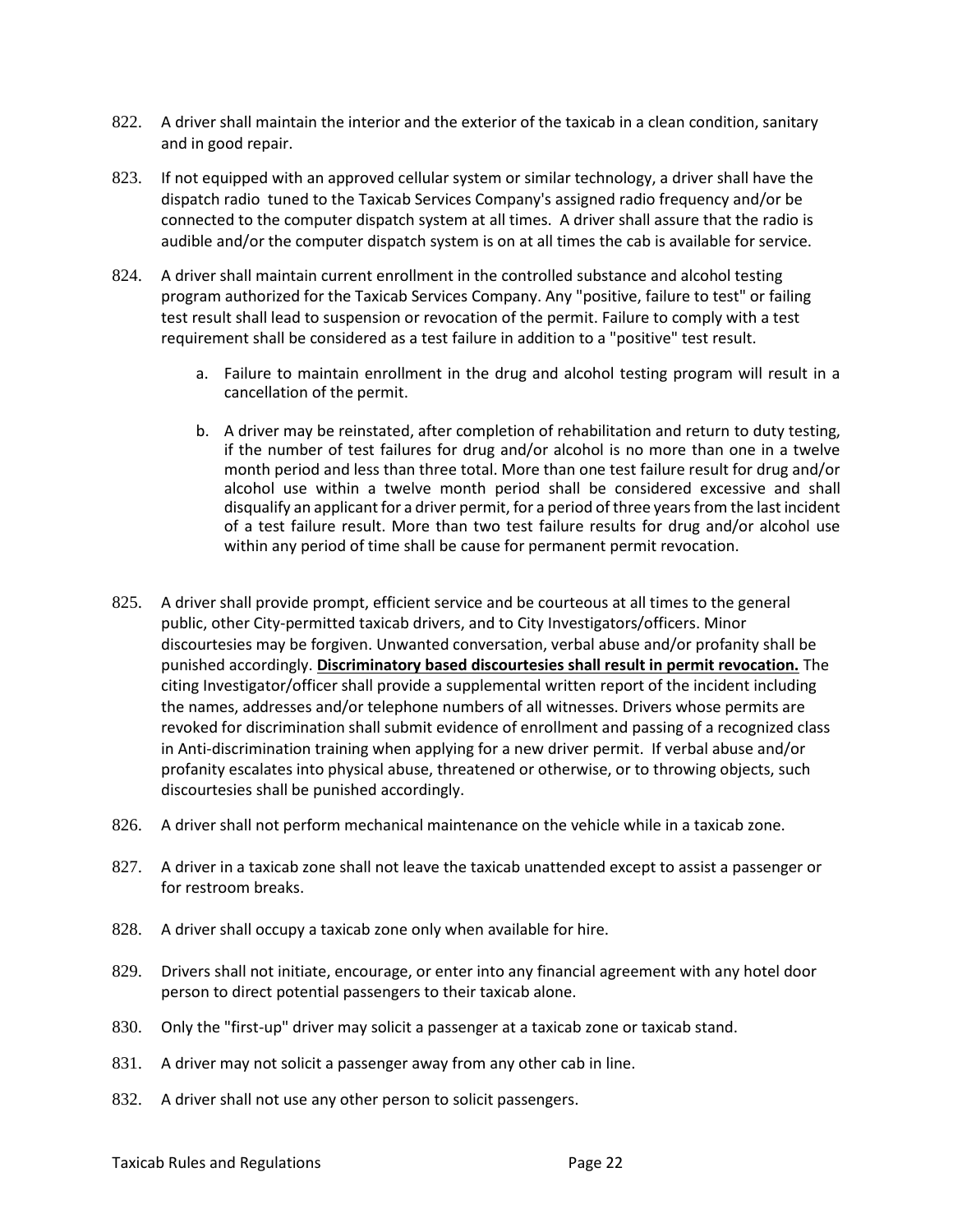822. A driver shall maintain the interior and the exterior of the taxicab in a clean condition, sanitary and in good repair.

823. If not equipped with an approved cellular system or similar technology, a driver shall have the dispatch radio tuned to the Taxicab Services Company's assigned radio frequency and/or be connected to the computer dispatch system at all times. A driver shall assure that the radio is audible and/or the computer dispatch system is on at all times the cab is available for service.

824. A driver shall maintain current enrollment in the controlled substance and alcohol testing program authorized for the Taxicab Services Company. Any "positive, failure to test" or failing test result shall lead to suspension or revocation of the permit. Failure to comply with a test requirement shall be considered as a test failure in addition to a "positive" test result.

    a. Failure to maintain enrollment in the drug and alcohol testing program will result in a cancellation of the permit.

    b. A driver may be reinstated, after completion of rehabilitation and return to duty testing, if the number of test failures for drug and/or alcohol is no more than one in a twelve month period and less than three total. More than one test failure result for drug and/or alcohol use within a twelve month period shall be considered excessive and shall disqualify an applicant for a driver permit, for a period of three years from the last incident of a test failure result. More than two test failure results for drug and/or alcohol use within any period of time shall be cause for permanent permit revocation.

825. A driver shall provide prompt, efficient service and be courteous at all times to the general public, other City-permitted taxicab drivers, and to City Investigators/officers. Minor discourtesies may be forgiven. Unwanted conversation, verbal abuse and/or profanity shall be punished accordingly. **<u>Discriminatory based discourtesies shall result in permit revocation.</u>** The citing Investigator/officer shall provide a supplemental written report of the incident including the names, addresses and/or telephone numbers of all witnesses. Drivers whose permits are revoked for discrimination shall submit evidence of enrollment and passing of a recognized class in Anti-discrimination training when applying for a new driver permit. If verbal abuse and/or profanity escalates into physical abuse, threatened or otherwise, or to throwing objects, such discourtesies shall be punished accordingly.

826. A driver shall not perform mechanical maintenance on the vehicle while in a taxicab zone.

827. A driver in a taxicab zone shall not leave the taxicab unattended except to assist a passenger or for restroom breaks.

828. A driver shall occupy a taxicab zone only when available for hire.

829. Drivers shall not initiate, encourage, or enter into any financial agreement with any hotel door person to direct potential passengers to their taxicab alone.

830. Only the "first-up" driver may solicit a passenger at a taxicab zone or taxicab stand.

831. A driver may not solicit a passenger away from any other cab in line.

832. A driver shall not use any other person to solicit passengers.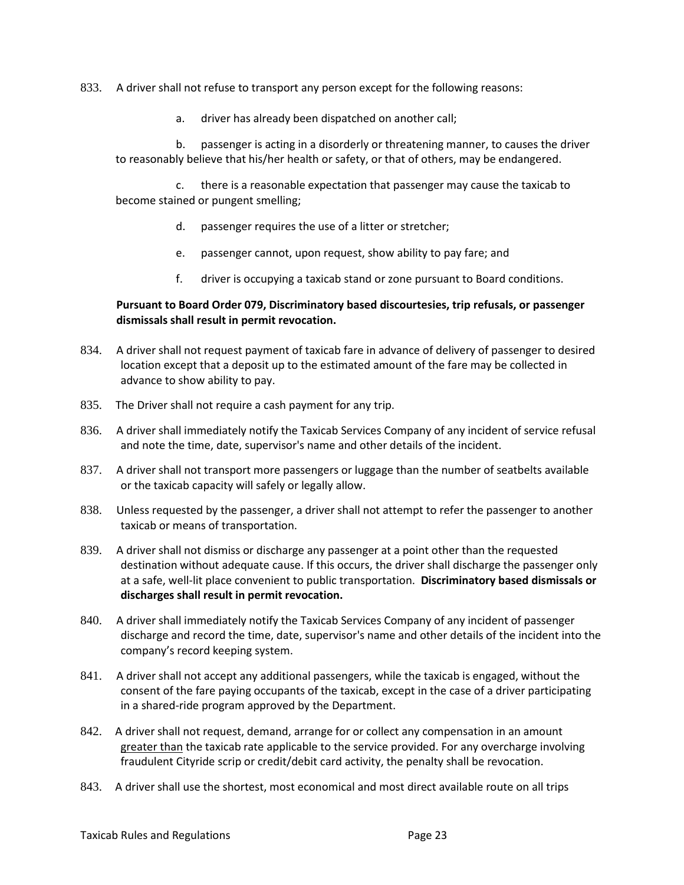833. A driver shall not refuse to transport any person except for the following reasons:

a. driver has already been dispatched on another call;

b. passenger is acting in a disorderly or threatening manner, to causes the driver to reasonably believe that his/her health or safety, or that of others, may be endangered.

c. there is a reasonable expectation that passenger may cause the taxicab to become stained or pungent smelling;

d. passenger requires the use of a litter or stretcher;

e. passenger cannot, upon request, show ability to pay fare; and

f. driver is occupying a taxicab stand or zone pursuant to Board conditions.

**Pursuant to Board Order 079, Discriminatory based discourtesies, trip refusals, or passenger dismissals shall result in permit revocation.**

834. A driver shall not request payment of taxicab fare in advance of delivery of passenger to desired location except that a deposit up to the estimated amount of the fare may be collected in advance to show ability to pay.

835. The Driver shall not require a cash payment for any trip.

836. A driver shall immediately notify the Taxicab Services Company of any incident of service refusal and note the time, date, supervisor's name and other details of the incident.

837. A driver shall not transport more passengers or luggage than the number of seatbelts available or the taxicab capacity will safely or legally allow.

838. Unless requested by the passenger, a driver shall not attempt to refer the passenger to another taxicab or means of transportation.

839. A driver shall not dismiss or discharge any passenger at a point other than the requested destination without adequate cause. If this occurs, the driver shall discharge the passenger only at a safe, well-lit place convenient to public transportation. **Discriminatory based dismissals or discharges shall result in permit revocation.**

840. A driver shall immediately notify the Taxicab Services Company of any incident of passenger discharge and record the time, date, supervisor's name and other details of the incident into the company's record keeping system.

841. A driver shall not accept any additional passengers, while the taxicab is engaged, without the consent of the fare paying occupants of the taxicab, except in the case of a driver participating in a shared-ride program approved by the Department.

842. A driver shall not request, demand, arrange for or collect any compensation in an amount greater than the taxicab rate applicable to the service provided. For any overcharge involving fraudulent Cityride scrip or credit/debit card activity, the penalty shall be revocation.

843. A driver shall use the shortest, most economical and most direct available route on all trips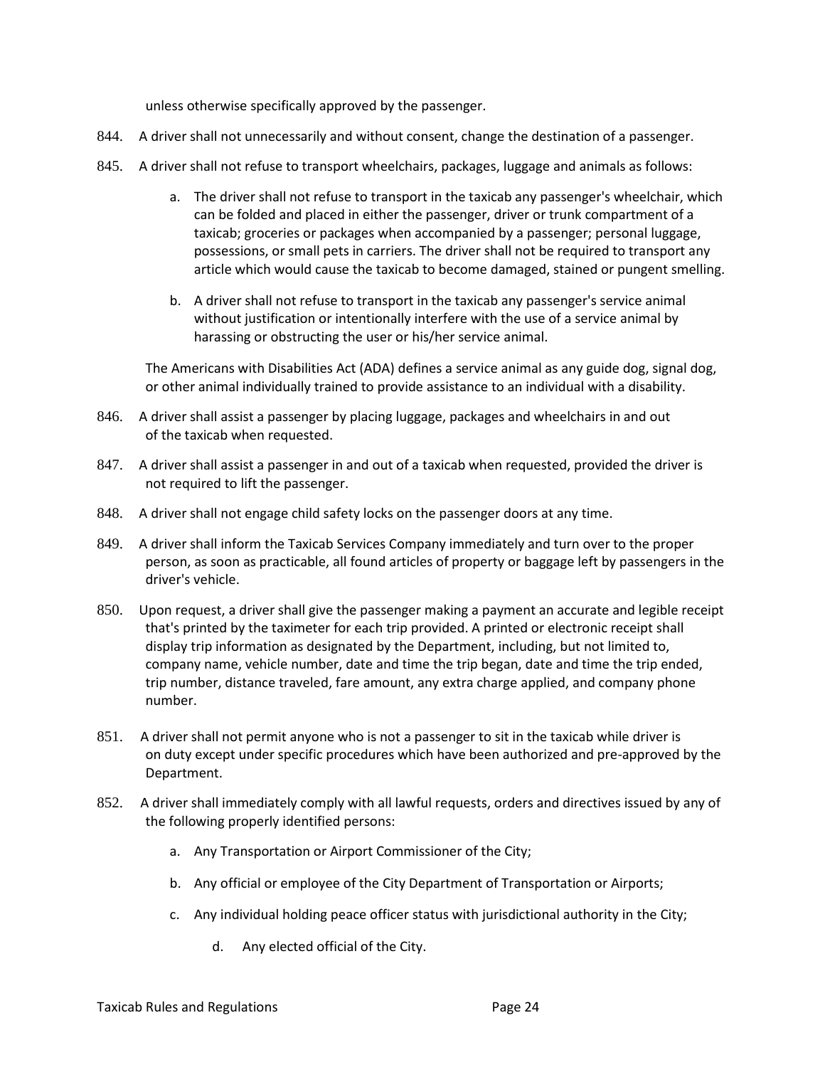unless otherwise specifically approved by the passenger.

844. A driver shall not unnecessarily and without consent, change the destination of a passenger.

845. A driver shall not refuse to transport wheelchairs, packages, luggage and animals as follows:

   a. The driver shall not refuse to transport in the taxicab any passenger's wheelchair, which can be folded and placed in either the passenger, driver or trunk compartment of a taxicab; groceries or packages when accompanied by a passenger; personal luggage, possessions, or small pets in carriers. The driver shall not be required to transport any article which would cause the taxicab to become damaged, stained or pungent smelling.

   b. A driver shall not refuse to transport in the taxicab any passenger's service animal without justification or intentionally interfere with the use of a service animal by harassing or obstructing the user or his/her service animal.

   The Americans with Disabilities Act (ADA) defines a service animal as any guide dog, signal dog, or other animal individually trained to provide assistance to an individual with a disability.

846. A driver shall assist a passenger by placing luggage, packages and wheelchairs in and out of the taxicab when requested.

847. A driver shall assist a passenger in and out of a taxicab when requested, provided the driver is not required to lift the passenger.

848. A driver shall not engage child safety locks on the passenger doors at any time.

849. A driver shall inform the Taxicab Services Company immediately and turn over to the proper person, as soon as practicable, all found articles of property or baggage left by passengers in the driver's vehicle.

850. Upon request, a driver shall give the passenger making a payment an accurate and legible receipt that's printed by the taximeter for each trip provided. A printed or electronic receipt shall display trip information as designated by the Department, including, but not limited to, company name, vehicle number, date and time the trip began, date and time the trip ended, trip number, distance traveled, fare amount, any extra charge applied, and company phone number.

851. A driver shall not permit anyone who is not a passenger to sit in the taxicab while driver is on duty except under specific procedures which have been authorized and pre-approved by the Department.

852. A driver shall immediately comply with all lawful requests, orders and directives issued by any of the following properly identified persons:

   a. Any Transportation or Airport Commissioner of the City;

   b. Any official or employee of the City Department of Transportation or Airports;

   c. Any individual holding peace officer status with jurisdictional authority in the City;

   d. Any elected official of the City.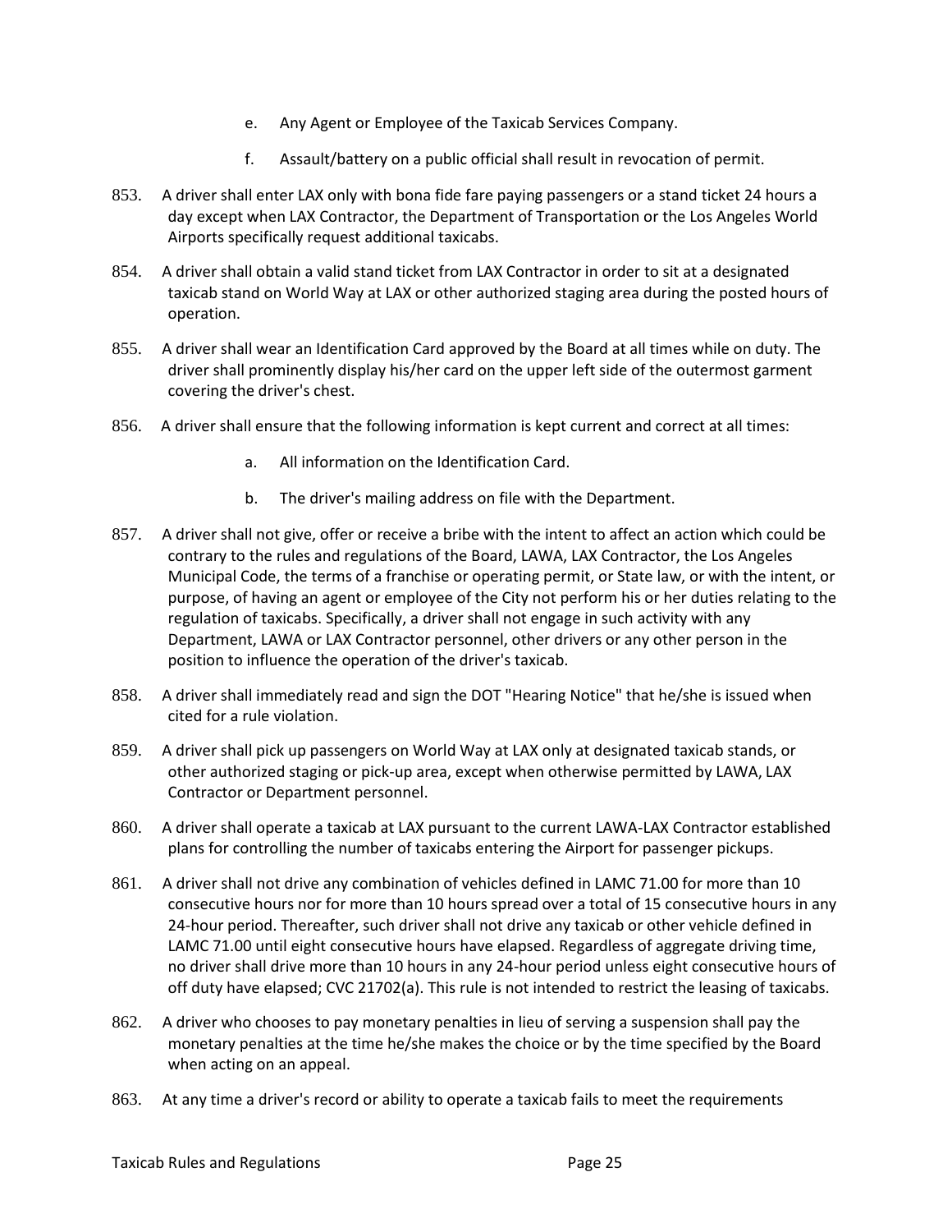e. Any Agent or Employee of the Taxicab Services Company.

f. Assault/battery on a public official shall result in revocation of permit.

853. A driver shall enter LAX only with bona fide fare paying passengers or a stand ticket 24 hours a day except when LAX Contractor, the Department of Transportation or the Los Angeles World Airports specifically request additional taxicabs.

854. A driver shall obtain a valid stand ticket from LAX Contractor in order to sit at a designated taxicab stand on World Way at LAX or other authorized staging area during the posted hours of operation.

855. A driver shall wear an Identification Card approved by the Board at all times while on duty. The driver shall prominently display his/her card on the upper left side of the outermost garment covering the driver's chest.

856. A driver shall ensure that the following information is kept current and correct at all times:

a. All information on the Identification Card.

b. The driver's mailing address on file with the Department.

857. A driver shall not give, offer or receive a bribe with the intent to affect an action which could be contrary to the rules and regulations of the Board, LAWA, LAX Contractor, the Los Angeles Municipal Code, the terms of a franchise or operating permit, or State law, or with the intent, or purpose, of having an agent or employee of the City not perform his or her duties relating to the regulation of taxicabs. Specifically, a driver shall not engage in such activity with any Department, LAWA or LAX Contractor personnel, other drivers or any other person in the position to influence the operation of the driver's taxicab.

858. A driver shall immediately read and sign the DOT "Hearing Notice" that he/she is issued when cited for a rule violation.

859. A driver shall pick up passengers on World Way at LAX only at designated taxicab stands, or other authorized staging or pick-up area, except when otherwise permitted by LAWA, LAX Contractor or Department personnel.

860. A driver shall operate a taxicab at LAX pursuant to the current LAWA-LAX Contractor established plans for controlling the number of taxicabs entering the Airport for passenger pickups.

861. A driver shall not drive any combination of vehicles defined in LAMC 71.00 for more than 10 consecutive hours nor for more than 10 hours spread over a total of 15 consecutive hours in any 24-hour period. Thereafter, such driver shall not drive any taxicab or other vehicle defined in LAMC 71.00 until eight consecutive hours have elapsed. Regardless of aggregate driving time, no driver shall drive more than 10 hours in any 24-hour period unless eight consecutive hours of off duty have elapsed; CVC 21702(a). This rule is not intended to restrict the leasing of taxicabs.

862. A driver who chooses to pay monetary penalties in lieu of serving a suspension shall pay the monetary penalties at the time he/she makes the choice or by the time specified by the Board when acting on an appeal.

863. At any time a driver's record or ability to operate a taxicab fails to meet the requirements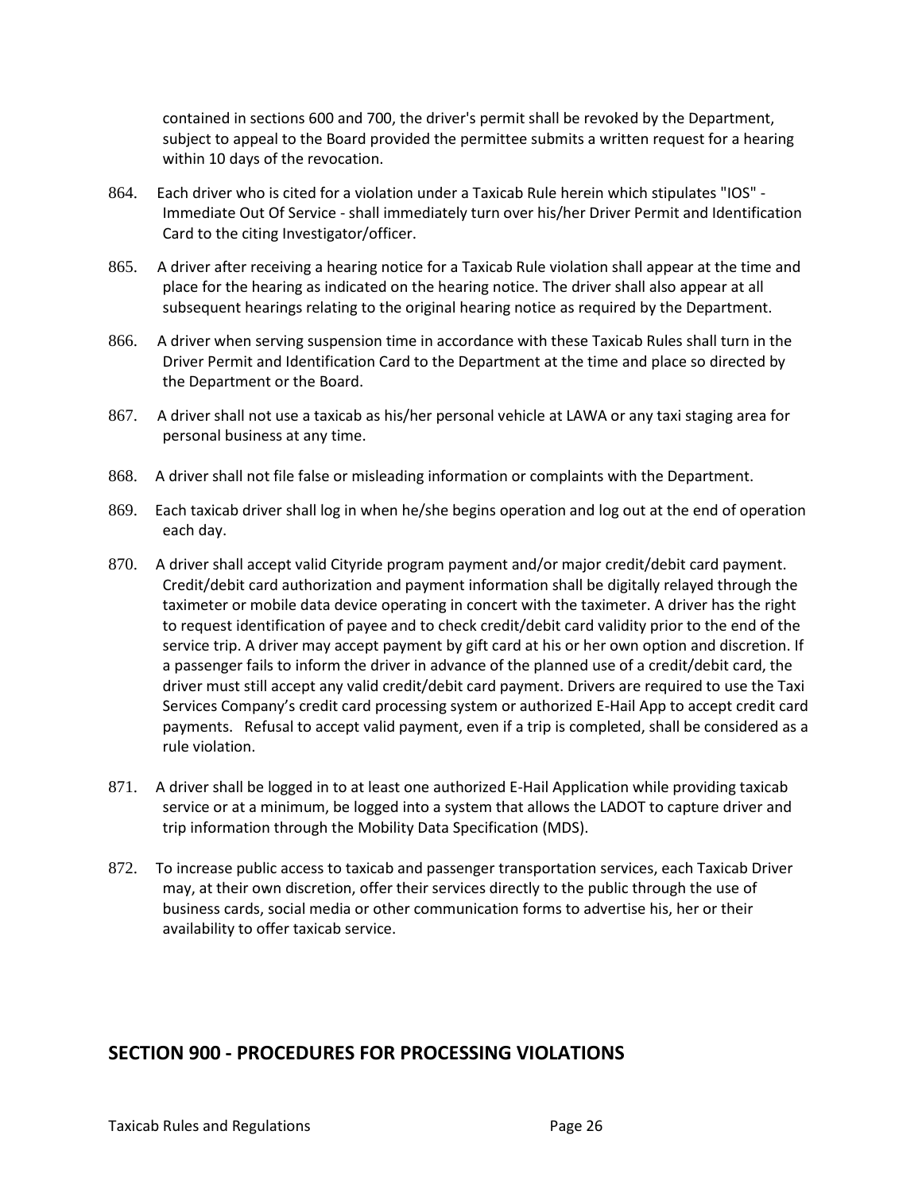contained in sections 600 and 700, the driver's permit shall be revoked by the Department, subject to appeal to the Board provided the permittee submits a written request for a hearing within 10 days of the revocation.

864. Each driver who is cited for a violation under a Taxicab Rule herein which stipulates "IOS" - Immediate Out Of Service - shall immediately turn over his/her Driver Permit and Identification Card to the citing Investigator/officer.

865. A driver after receiving a hearing notice for a Taxicab Rule violation shall appear at the time and place for the hearing as indicated on the hearing notice. The driver shall also appear at all subsequent hearings relating to the original hearing notice as required by the Department.

866. A driver when serving suspension time in accordance with these Taxicab Rules shall turn in the Driver Permit and Identification Card to the Department at the time and place so directed by the Department or the Board.

867. A driver shall not use a taxicab as his/her personal vehicle at LAWA or any taxi staging area for personal business at any time.

868. A driver shall not file false or misleading information or complaints with the Department.

869. Each taxicab driver shall log in when he/she begins operation and log out at the end of operation each day.

870. A driver shall accept valid Cityride program payment and/or major credit/debit card payment. Credit/debit card authorization and payment information shall be digitally relayed through the taximeter or mobile data device operating in concert with the taximeter. A driver has the right to request identification of payee and to check credit/debit card validity prior to the end of the service trip. A driver may accept payment by gift card at his or her own option and discretion. If a passenger fails to inform the driver in advance of the planned use of a credit/debit card, the driver must still accept any valid credit/debit card payment. Drivers are required to use the Taxi Services Company's credit card processing system or authorized E-Hail App to accept credit card payments. Refusal to accept valid payment, even if a trip is completed, shall be considered as a rule violation.

871. A driver shall be logged in to at least one authorized E-Hail Application while providing taxicab service or at a minimum, be logged into a system that allows the LADOT to capture driver and trip information through the Mobility Data Specification (MDS).

872. To increase public access to taxicab and passenger transportation services, each Taxicab Driver may, at their own discretion, offer their services directly to the public through the use of business cards, social media or other communication forms to advertise his, her or their availability to offer taxicab service.

## SECTION 900 - PROCEDURES FOR PROCESSING VIOLATIONS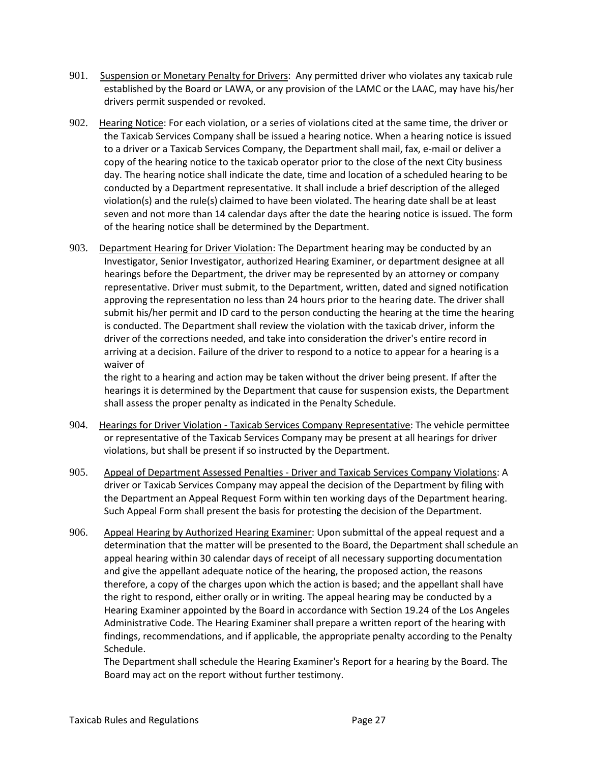901. <u>Suspension or Monetary Penalty for Drivers</u>: Any permitted driver who violates any taxicab rule established by the Board or LAWA, or any provision of the LAMC or the LAAC, may have his/her drivers permit suspended or revoked.

902. <u>Hearing Notice</u>: For each violation, or a series of violations cited at the same time, the driver or the Taxicab Services Company shall be issued a hearing notice. When a hearing notice is issued to a driver or a Taxicab Services Company, the Department shall mail, fax, e-mail or deliver a copy of the hearing notice to the taxicab operator prior to the close of the next City business day. The hearing notice shall indicate the date, time and location of a scheduled hearing to be conducted by a Department representative. It shall include a brief description of the alleged violation(s) and the rule(s) claimed to have been violated. The hearing date shall be at least seven and not more than 14 calendar days after the date the hearing notice is issued. The form of the hearing notice shall be determined by the Department.

903. <u>Department Hearing for Driver Violation</u>: The Department hearing may be conducted by an Investigator, Senior Investigator, authorized Hearing Examiner, or department designee at all hearings before the Department, the driver may be represented by an attorney or company representative. Driver must submit, to the Department, written, dated and signed notification approving the representation no less than 24 hours prior to the hearing date. The driver shall submit his/her permit and ID card to the person conducting the hearing at the time the hearing is conducted. The Department shall review the violation with the taxicab driver, inform the driver of the corrections needed, and take into consideration the driver's entire record in arriving at a decision. Failure of the driver to respond to a notice to appear for a hearing is a waiver of
the right to a hearing and action may be taken without the driver being present. If after the hearings it is determined by the Department that cause for suspension exists, the Department shall assess the proper penalty as indicated in the Penalty Schedule.

904. <u>Hearings for Driver Violation - Taxicab Services Company Representative</u>: The vehicle permittee or representative of the Taxicab Services Company may be present at all hearings for driver violations, but shall be present if so instructed by the Department.

905. <u>Appeal of Department Assessed Penalties - Driver and Taxicab Services Company Violations</u>: A driver or Taxicab Services Company may appeal the decision of the Department by filing with the Department an Appeal Request Form within ten working days of the Department hearing. Such Appeal Form shall present the basis for protesting the decision of the Department.

906. <u>Appeal Hearing by Authorized Hearing Examiner</u>: Upon submittal of the appeal request and a determination that the matter will be presented to the Board, the Department shall schedule an appeal hearing within 30 calendar days of receipt of all necessary supporting documentation and give the appellant adequate notice of the hearing, the proposed action, the reasons therefore, a copy of the charges upon which the action is based; and the appellant shall have the right to respond, either orally or in writing. The appeal hearing may be conducted by a Hearing Examiner appointed by the Board in accordance with Section 19.24 of the Los Angeles Administrative Code. The Hearing Examiner shall prepare a written report of the hearing with findings, recommendations, and if applicable, the appropriate penalty according to the Penalty Schedule.
The Department shall schedule the Hearing Examiner's Report for a hearing by the Board. The Board may act on the report without further testimony.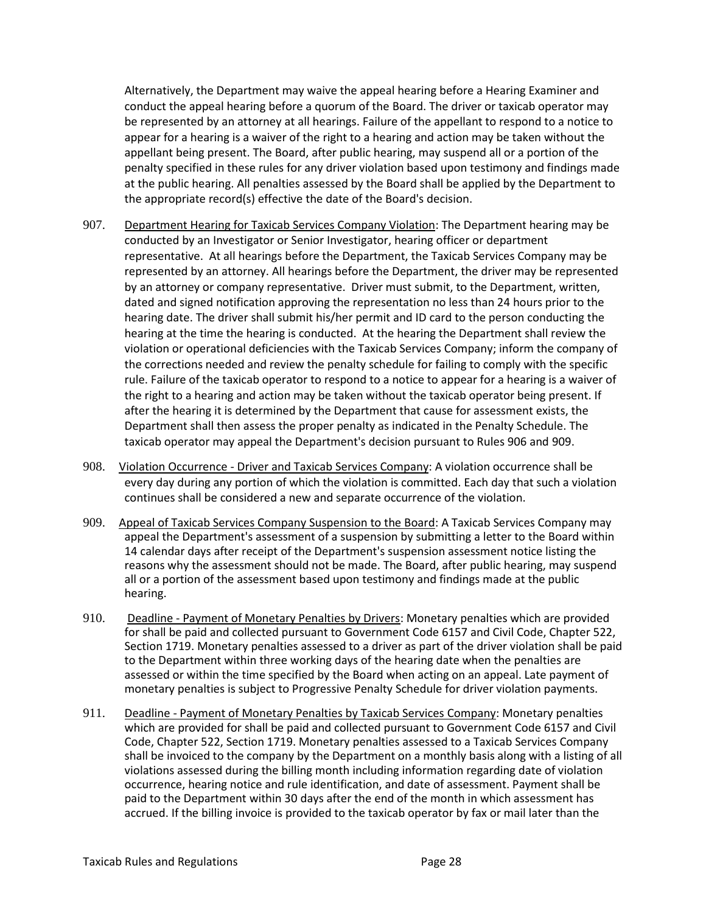Alternatively, the Department may waive the appeal hearing before a Hearing Examiner and conduct the appeal hearing before a quorum of the Board. The driver or taxicab operator may be represented by an attorney at all hearings. Failure of the appellant to respond to a notice to appear for a hearing is a waiver of the right to a hearing and action may be taken without the appellant being present. The Board, after public hearing, may suspend all or a portion of the penalty specified in these rules for any driver violation based upon testimony and findings made at the public hearing. All penalties assessed by the Board shall be applied by the Department to the appropriate record(s) effective the date of the Board's decision.

907. Department Hearing for Taxicab Services Company Violation: The Department hearing may be conducted by an Investigator or Senior Investigator, hearing officer or department representative. At all hearings before the Department, the Taxicab Services Company may be represented by an attorney. All hearings before the Department, the driver may be represented by an attorney or company representative. Driver must submit, to the Department, written, dated and signed notification approving the representation no less than 24 hours prior to the hearing date. The driver shall submit his/her permit and ID card to the person conducting the hearing at the time the hearing is conducted. At the hearing the Department shall review the violation or operational deficiencies with the Taxicab Services Company; inform the company of the corrections needed and review the penalty schedule for failing to comply with the specific rule. Failure of the taxicab operator to respond to a notice to appear for a hearing is a waiver of the right to a hearing and action may be taken without the taxicab operator being present. If after the hearing it is determined by the Department that cause for assessment exists, the Department shall then assess the proper penalty as indicated in the Penalty Schedule. The taxicab operator may appeal the Department's decision pursuant to Rules 906 and 909.

908. Violation Occurrence - Driver and Taxicab Services Company: A violation occurrence shall be every day during any portion of which the violation is committed. Each day that such a violation continues shall be considered a new and separate occurrence of the violation.

909. Appeal of Taxicab Services Company Suspension to the Board: A Taxicab Services Company may appeal the Department's assessment of a suspension by submitting a letter to the Board within 14 calendar days after receipt of the Department's suspension assessment notice listing the reasons why the assessment should not be made. The Board, after public hearing, may suspend all or a portion of the assessment based upon testimony and findings made at the public hearing.

910. Deadline - Payment of Monetary Penalties by Drivers: Monetary penalties which are provided for shall be paid and collected pursuant to Government Code 6157 and Civil Code, Chapter 522, Section 1719. Monetary penalties assessed to a driver as part of the driver violation shall be paid to the Department within three working days of the hearing date when the penalties are assessed or within the time specified by the Board when acting on an appeal. Late payment of monetary penalties is subject to Progressive Penalty Schedule for driver violation payments.

911. Deadline - Payment of Monetary Penalties by Taxicab Services Company: Monetary penalties which are provided for shall be paid and collected pursuant to Government Code 6157 and Civil Code, Chapter 522, Section 1719. Monetary penalties assessed to a Taxicab Services Company shall be invoiced to the company by the Department on a monthly basis along with a listing of all violations assessed during the billing month including information regarding date of violation occurrence, hearing notice and rule identification, and date of assessment. Payment shall be paid to the Department within 30 days after the end of the month in which assessment has accrued. If the billing invoice is provided to the taxicab operator by fax or mail later than the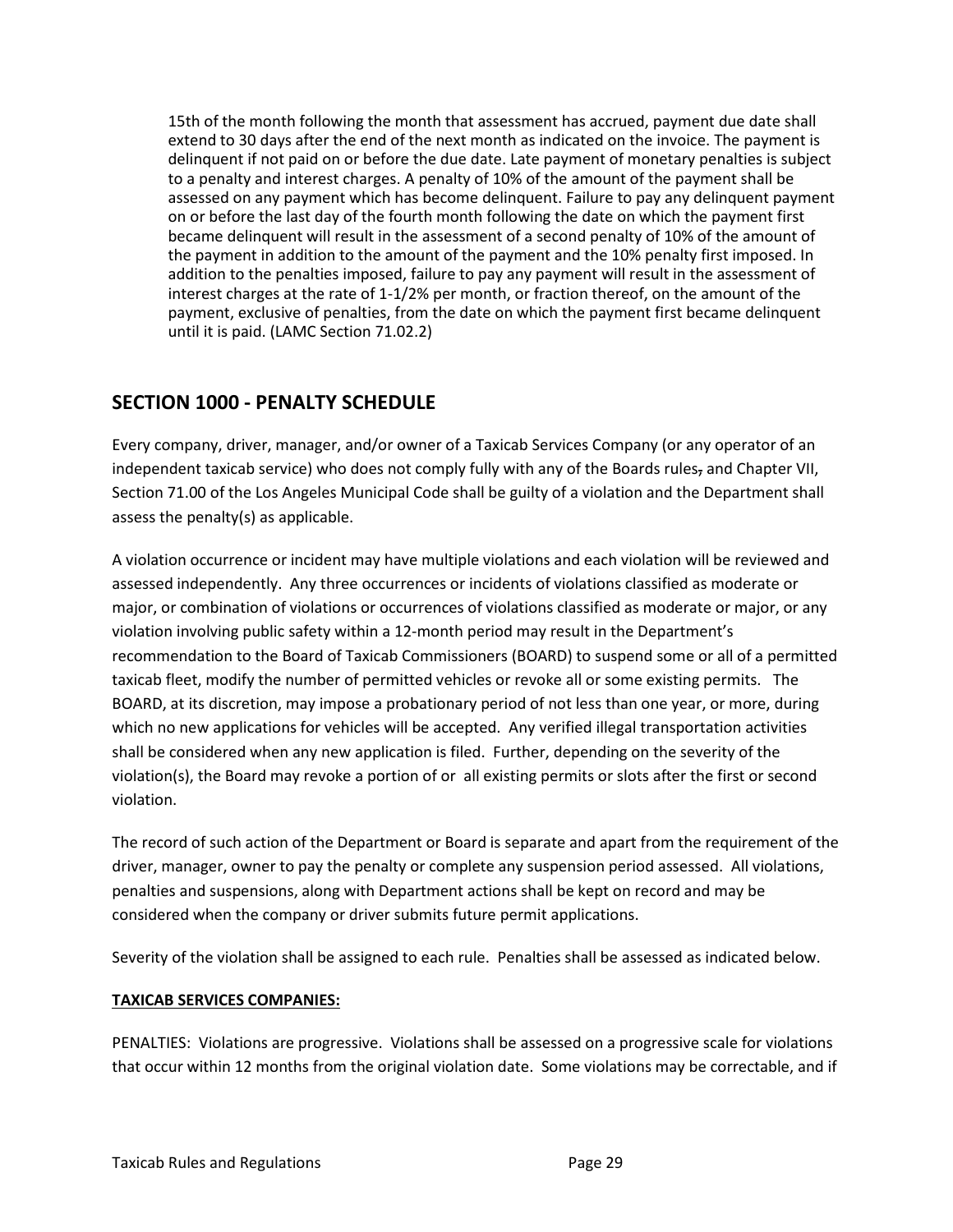15th of the month following the month that assessment has accrued, payment due date shall extend to 30 days after the end of the next month as indicated on the invoice. The payment is delinquent if not paid on or before the due date. Late payment of monetary penalties is subject to a penalty and interest charges. A penalty of 10% of the amount of the payment shall be assessed on any payment which has become delinquent. Failure to pay any delinquent payment on or before the last day of the fourth month following the date on which the payment first became delinquent will result in the assessment of a second penalty of 10% of the amount of the payment in addition to the amount of the payment and the 10% penalty first imposed. In addition to the penalties imposed, failure to pay any payment will result in the assessment of interest charges at the rate of 1-1/2% per month, or fraction thereof, on the amount of the payment, exclusive of penalties, from the date on which the payment first became delinquent until it is paid. (LAMC Section 71.02.2)

## SECTION 1000 - PENALTY SCHEDULE

Every company, driver, manager, and/or owner of a Taxicab Services Company (or any operator of an independent taxicab service) who does not comply fully with any of the Boards rules, and Chapter VII, Section 71.00 of the Los Angeles Municipal Code shall be guilty of a violation and the Department shall assess the penalty(s) as applicable.

A violation occurrence or incident may have multiple violations and each violation will be reviewed and assessed independently. Any three occurrences or incidents of violations classified as moderate or major, or combination of violations or occurrences of violations classified as moderate or major, or any violation involving public safety within a 12-month period may result in the Department's recommendation to the Board of Taxicab Commissioners (BOARD) to suspend some or all of a permitted taxicab fleet, modify the number of permitted vehicles or revoke all or some existing permits. The BOARD, at its discretion, may impose a probationary period of not less than one year, or more, during which no new applications for vehicles will be accepted. Any verified illegal transportation activities shall be considered when any new application is filed. Further, depending on the severity of the violation(s), the Board may revoke a portion of or all existing permits or slots after the first or second violation.

The record of such action of the Department or Board is separate and apart from the requirement of the driver, manager, owner to pay the penalty or complete any suspension period assessed. All violations, penalties and suspensions, along with Department actions shall be kept on record and may be considered when the company or driver submits future permit applications.

Severity of the violation shall be assigned to each rule. Penalties shall be assessed as indicated below.

**TAXICAB SERVICES COMPANIES:**

PENALTIES: Violations are progressive. Violations shall be assessed on a progressive scale for violations that occur within 12 months from the original violation date. Some violations may be correctable, and if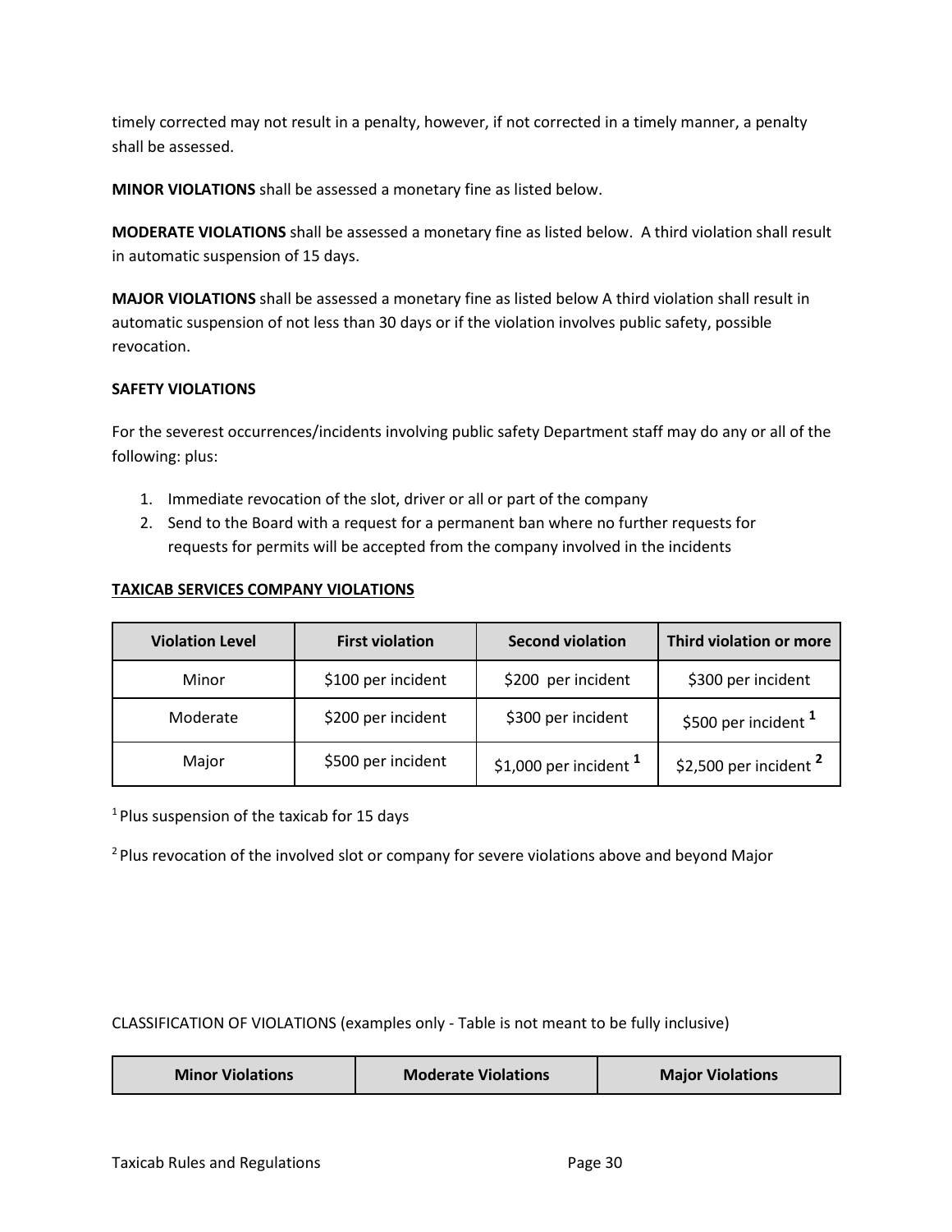timely corrected may not result in a penalty, however, if not corrected in a timely manner, a penalty shall be assessed.

**MINOR VIOLATIONS** shall be assessed a monetary fine as listed below.

**MODERATE VIOLATIONS** shall be assessed a monetary fine as listed below. A third violation shall result in automatic suspension of 15 days.

**MAJOR VIOLATIONS** shall be assessed a monetary fine as listed below A third violation shall result in automatic suspension of not less than 30 days or if the violation involves public safety, possible revocation.

**SAFETY VIOLATIONS**

For the severest occurrences/incidents involving public safety Department staff may do any or all of the following: plus:

1. Immediate revocation of the slot, driver or all or part of the company
2. Send to the Board with a request for a permanent ban where no further requests for requests for permits will be accepted from the company involved in the incidents

**TAXICAB SERVICES COMPANY VIOLATIONS**

| Violation Level | First violation | Second violation | Third violation or more |
|---|---|---|---|
| Minor | $100 per incident | $200 per incident | $300 per incident |
| Moderate | $200 per incident | $300 per incident | $500 per incident [1] |
| Major | $500 per incident | $1,000 per incident [1] | $2,500 per incident [2] |

[1] Plus suspension of the taxicab for 15 days

[2] Plus revocation of the involved slot or company for severe violations above and beyond Major

CLASSIFICATION OF VIOLATIONS (examples only - Table is not meant to be fully inclusive)

| Minor Violations | Moderate Violations | Major Violations |
|---|---|---|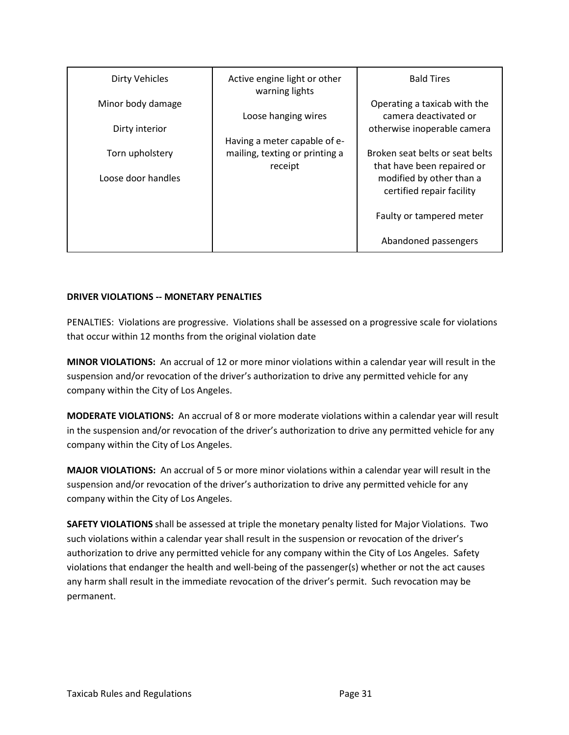| Dirty Vehicles<br><br>Minor body damage<br><br>Dirty interior<br><br>Torn upholstery<br><br>Loose door handles | Active engine light or other warning lights<br><br>Loose hanging wires<br><br>Having a meter capable of e-mailing, texting or printing a receipt | Bald Tires<br><br>Operating a taxicab with the camera deactivated or otherwise inoperable camera<br><br>Broken seat belts or seat belts that have been repaired or modified by other than a certified repair facility<br><br>Faulty or tampered meter<br><br>Abandoned passengers |
|---|---|---|

**DRIVER VIOLATIONS -- MONETARY PENALTIES**

PENALTIES: Violations are progressive. Violations shall be assessed on a progressive scale for violations that occur within 12 months from the original violation date

**MINOR VIOLATIONS:** An accrual of 12 or more minor violations within a calendar year will result in the suspension and/or revocation of the driver's authorization to drive any permitted vehicle for any company within the City of Los Angeles.

**MODERATE VIOLATIONS:** An accrual of 8 or more moderate violations within a calendar year will result in the suspension and/or revocation of the driver's authorization to drive any permitted vehicle for any company within the City of Los Angeles.

**MAJOR VIOLATIONS:** An accrual of 5 or more minor violations within a calendar year will result in the suspension and/or revocation of the driver's authorization to drive any permitted vehicle for any company within the City of Los Angeles.

**SAFETY VIOLATIONS** shall be assessed at triple the monetary penalty listed for Major Violations. Two such violations within a calendar year shall result in the suspension or revocation of the driver's authorization to drive any permitted vehicle for any company within the City of Los Angeles. Safety violations that endanger the health and well-being of the passenger(s) whether or not the act causes any harm shall result in the immediate revocation of the driver's permit. Such revocation may be permanent.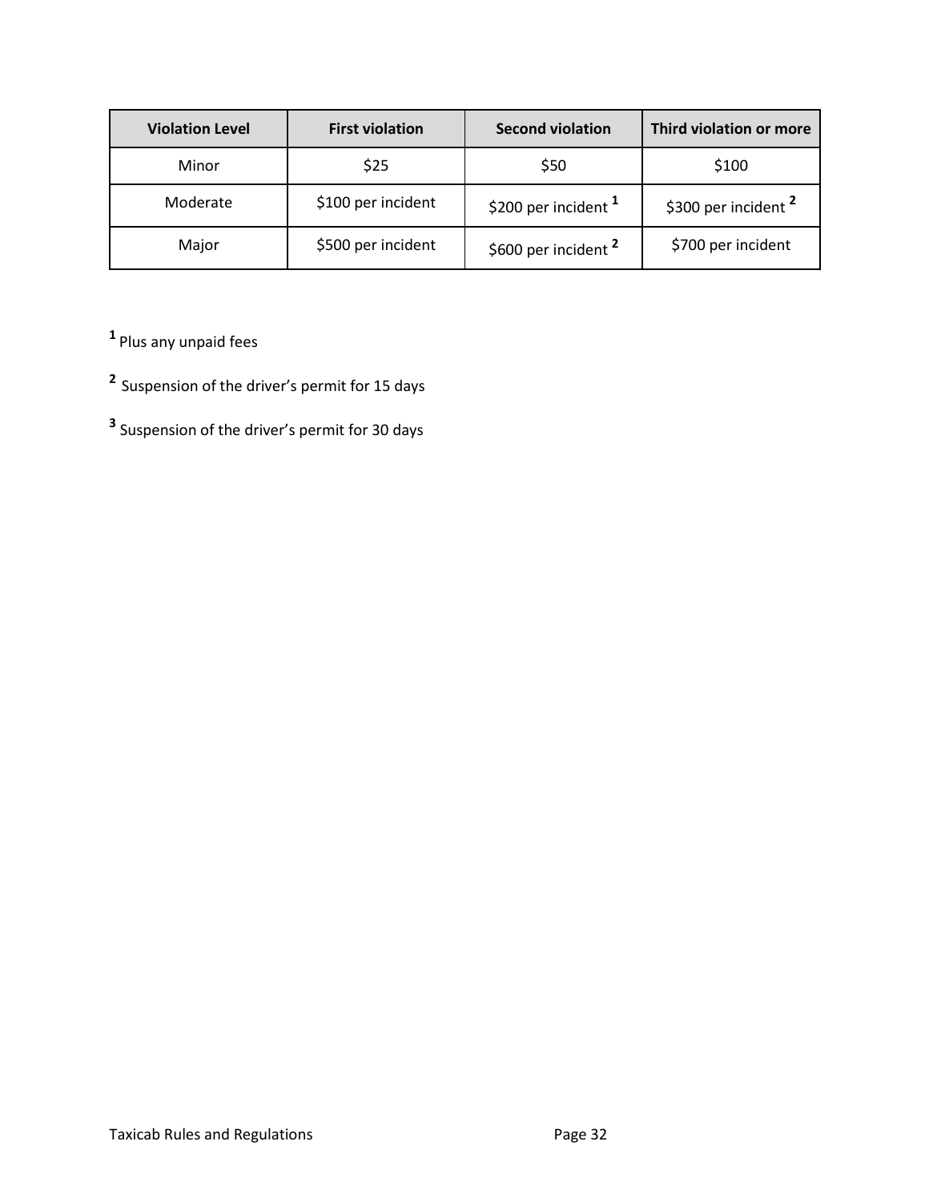| Violation Level | First violation | Second violation | Third violation or more |
| --- | --- | --- | --- |
| Minor | $25 | $50 | $100 |
| Moderate | $100 per incident | $200 per incident [1] | $300 per incident [2] |
| Major | $500 per incident | $600 per incident [2] | $700 per incident |

[1] Plus any unpaid fees

[2] Suspension of the driver's permit for 15 days

[3] Suspension of the driver's permit for 30 days